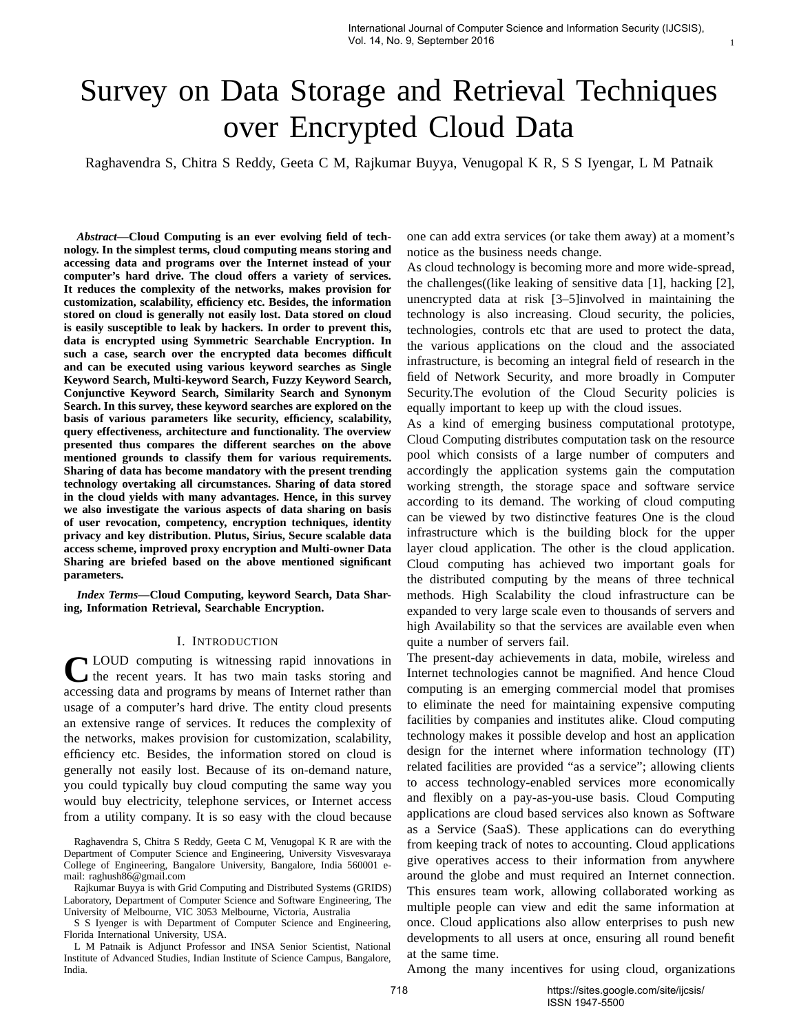# Survey on Data Storage and Retrieval Techniques over Encrypted Cloud Data

Raghavendra S, Chitra S Reddy, Geeta C M, Rajkumar Buyya, Venugopal K R, S S Iyengar, L M Patnaik

***Abstract*—Cloud Computing is an ever evolving field of technology. In the simplest terms, cloud computing means storing and accessing data and programs over the Internet instead of your computer's hard drive. The cloud offers a variety of services. It reduces the complexity of the networks, makes provision for customization, scalability, efficiency etc. Besides, the information stored on cloud is generally not easily lost. Data stored on cloud is easily susceptible to leak by hackers. In order to prevent this, data is encrypted using Symmetric Searchable Encryption. In such a case, search over the encrypted data becomes difficult and can be executed using various keyword searches as Single Keyword Search, Multi-keyword Search, Fuzzy Keyword Search, Conjunctive Keyword Search, Similarity Search and Synonym Search. In this survey, these keyword searches are explored on the basis of various parameters like security, efficiency, scalability, query effectiveness, architecture and functionality. The overview presented thus compares the different searches on the above mentioned grounds to classify them for various requirements. Sharing of data has become mandatory with the present trending technology overtaking all circumstances. Sharing of data stored in the cloud yields with many advantages. Hence, in this survey we also investigate the various aspects of data sharing on basis of user revocation, competency, encryption techniques, identity privacy and key distribution. Plutus, Sirius, Secure scalable data access scheme, improved proxy encryption and Multi-owner Data Sharing are briefed based on the above mentioned significant parameters.**

***Index Terms*—Cloud Computing, keyword Search, Data Sharing, Information Retrieval, Searchable Encryption.**

## I. Introduction

CLOUD computing is witnessing rapid innovations in the recent years. It has two main tasks storing and accessing data and programs by means of Internet rather than usage of a computer's hard drive. The entity cloud presents an extensive range of services. It reduces the complexity of the networks, makes provision for customization, scalability, efficiency etc. Besides, the information stored on cloud is generally not easily lost. Because of its on-demand nature, you could typically buy cloud computing the same way you would buy electricity, telephone services, or Internet access from a utility company. It is so easy with the cloud because one can add extra services (or take them away) at a moment's notice as the business needs change.

As cloud technology is becoming more and more wide-spread, the challenges((like leaking of sensitive data [1], hacking [2], unencrypted data at risk [3–5]involved in maintaining the technology is also increasing. Cloud security, the policies, technologies, controls etc that are used to protect the data, the various applications on the cloud and the associated infrastructure, is becoming an integral field of research in the field of Network Security, and more broadly in Computer Security.The evolution of the Cloud Security policies is equally important to keep up with the cloud issues.

As a kind of emerging business computational prototype, Cloud Computing distributes computation task on the resource pool which consists of a large number of computers and accordingly the application systems gain the computation working strength, the storage space and software service according to its demand. The working of cloud computing can be viewed by two distinctive features One is the cloud infrastructure which is the building block for the upper layer cloud application. The other is the cloud application. Cloud computing has achieved two important goals for the distributed computing by the means of three technical methods. High Scalability the cloud infrastructure can be expanded to very large scale even to thousands of servers and high Availability so that the services are available even when quite a number of servers fail.

The present-day achievements in data, mobile, wireless and Internet technologies cannot be magnified. And hence Cloud computing is an emerging commercial model that promises to eliminate the need for maintaining expensive computing facilities by companies and institutes alike. Cloud computing technology makes it possible develop and host an application design for the internet where information technology (IT) related facilities are provided "as a service"; allowing clients to access technology-enabled services more economically and flexibly on a pay-as-you-use basis. Cloud Computing applications are cloud based services also known as Software as a Service (SaaS). These applications can do everything from keeping track of notes to accounting. Cloud applications give operatives access to their information from anywhere around the globe and must required an Internet connection. This ensures team work, allowing collaborated working as multiple people can view and edit the same information at once. Cloud applications also allow enterprises to push new developments to all users at once, ensuring all round benefit at the same time.

Among the many incentives for using cloud, organizations

Raghavendra S, Chitra S Reddy, Geeta C M, Venugopal K R are with the Department of Computer Science and Engineering, University Visvesvaraya College of Engineering, Bangalore University, Bangalore, India 560001 e-mail: raghush86@gmail.com

Rajkumar Buyya is with Grid Computing and Distributed Systems (GRIDS) Laboratory, Department of Computer Science and Software Engineering, The University of Melbourne, VIC 3053 Melbourne, Victoria, Australia

S S Iyenger is with Department of Computer Science and Engineering, Florida International University, USA.

L M Patnaik is Adjunct Professor and INSA Senior Scientist, National Institute of Advanced Studies, Indian Institute of Science Campus, Bangalore, India.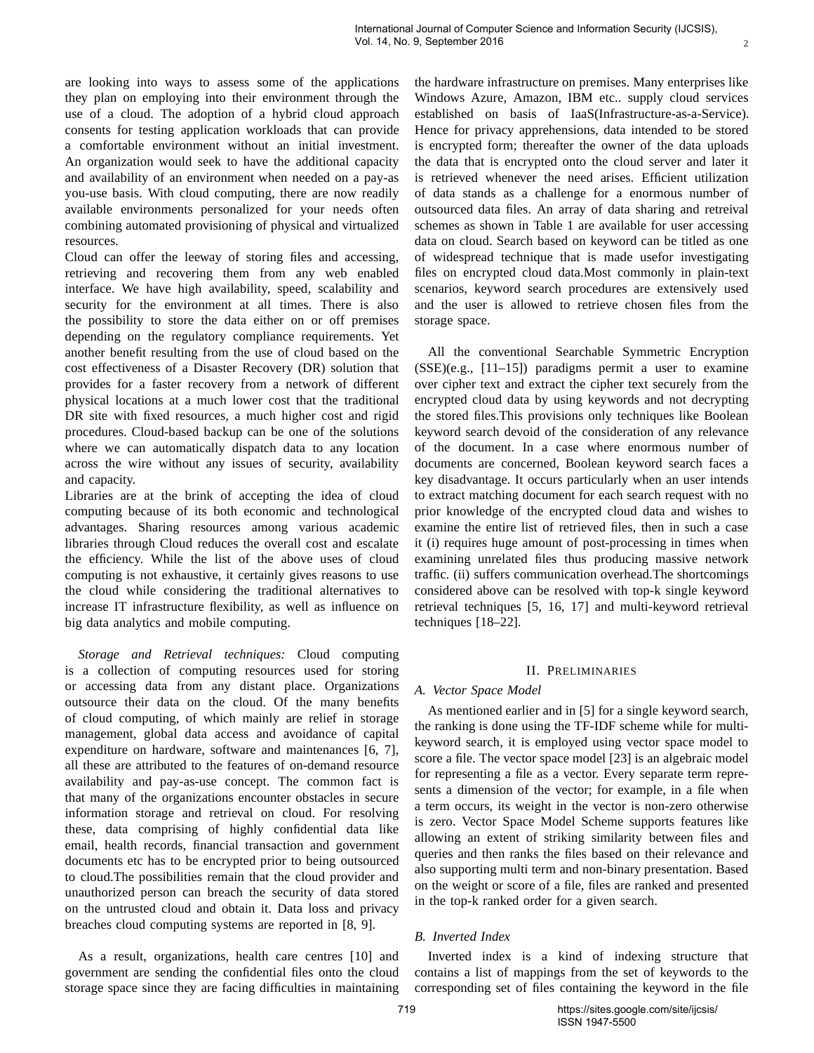are looking into ways to assess some of the applications they plan on employing into their environment through the use of a cloud. The adoption of a hybrid cloud approach consents for testing application workloads that can provide a comfortable environment without an initial investment. An organization would seek to have the additional capacity and availability of an environment when needed on a pay-as you-use basis. With cloud computing, there are now readily available environments personalized for your needs often combining automated provisioning of physical and virtualized resources.

Cloud can offer the leeway of storing files and accessing, retrieving and recovering them from any web enabled interface. We have high availability, speed, scalability and security for the environment at all times. There is also the possibility to store the data either on or off premises depending on the regulatory compliance requirements. Yet another benefit resulting from the use of cloud based on the cost effectiveness of a Disaster Recovery (DR) solution that provides for a faster recovery from a network of different physical locations at a much lower cost that the traditional DR site with fixed resources, a much higher cost and rigid procedures. Cloud-based backup can be one of the solutions where we can automatically dispatch data to any location across the wire without any issues of security, availability and capacity.

Libraries are at the brink of accepting the idea of cloud computing because of its both economic and technological advantages. Sharing resources among various academic libraries through Cloud reduces the overall cost and escalate the efficiency. While the list of the above uses of cloud computing is not exhaustive, it certainly gives reasons to use the cloud while considering the traditional alternatives to increase IT infrastructure flexibility, as well as influence on big data analytics and mobile computing.

*Storage and Retrieval techniques:* Cloud computing is a collection of computing resources used for storing or accessing data from any distant place. Organizations outsource their data on the cloud. Of the many benefits of cloud computing, of which mainly are relief in storage management, global data access and avoidance of capital expenditure on hardware, software and maintenances [6, 7], all these are attributed to the features of on-demand resource availability and pay-as-use concept. The common fact is that many of the organizations encounter obstacles in secure information storage and retrieval on cloud. For resolving these, data comprising of highly confidential data like email, health records, financial transaction and government documents etc has to be encrypted prior to being outsourced to cloud.The possibilities remain that the cloud provider and unauthorized person can breach the security of data stored on the untrusted cloud and obtain it. Data loss and privacy breaches cloud computing systems are reported in [8, 9].

As a result, organizations, health care centres [10] and government are sending the confidential files onto the cloud storage space since they are facing difficulties in maintaining the hardware infrastructure on premises. Many enterprises like Windows Azure, Amazon, IBM etc.. supply cloud services established on basis of IaaS(Infrastructure-as-a-Service). Hence for privacy apprehensions, data intended to be stored is encrypted form; thereafter the owner of the data uploads the data that is encrypted onto the cloud server and later it is retrieved whenever the need arises. Efficient utilization of data stands as a challenge for a enormous number of outsourced data files. An array of data sharing and retreival schemes as shown in Table 1 are available for user accessing data on cloud. Search based on keyword can be titled as one of widespread technique that is made usefor investigating files on encrypted cloud data.Most commonly in plain-text scenarios, keyword search procedures are extensively used and the user is allowed to retrieve chosen files from the storage space.

All the conventional Searchable Symmetric Encryption (SSE)(e.g., [11–15]) paradigms permit a user to examine over cipher text and extract the cipher text securely from the encrypted cloud data by using keywords and not decrypting the stored files.This provisions only techniques like Boolean keyword search devoid of the consideration of any relevance of the document. In a case where enormous number of documents are concerned, Boolean keyword search faces a key disadvantage. It occurs particularly when an user intends to extract matching document for each search request with no prior knowledge of the encrypted cloud data and wishes to examine the entire list of retrieved files, then in such a case it (i) requires huge amount of post-processing in times when examining unrelated files thus producing massive network traffic. (ii) suffers communication overhead.The shortcomings considered above can be resolved with top-k single keyword retrieval techniques [5, 16, 17] and multi-keyword retrieval techniques [18–22].

## II. Preliminaries

### A. Vector Space Model

As mentioned earlier and in [5] for a single keyword search, the ranking is done using the TF-IDF scheme while for multi-keyword search, it is employed using vector space model to score a file. The vector space model [23] is an algebraic model for representing a file as a vector. Every separate term represents a dimension of the vector; for example, in a file when a term occurs, its weight in the vector is non-zero otherwise is zero. Vector Space Model Scheme supports features like allowing an extent of striking similarity between files and queries and then ranks the files based on their relevance and also supporting multi term and non-binary presentation. Based on the weight or score of a file, files are ranked and presented in the top-k ranked order for a given search.

### B. Inverted Index

Inverted index is a kind of indexing structure that contains a list of mappings from the set of keywords to the corresponding set of files containing the keyword in the file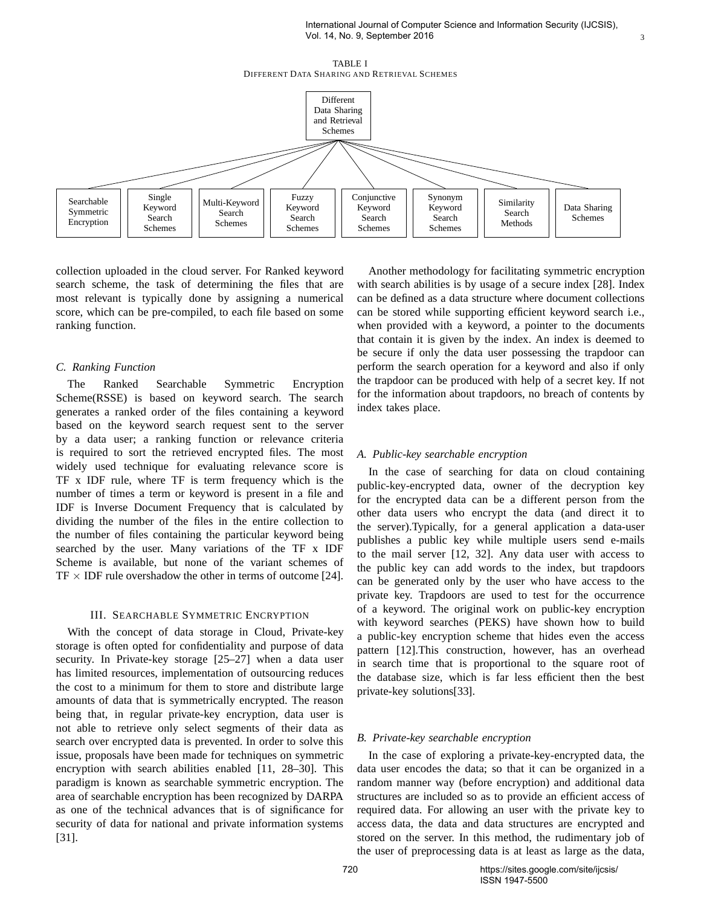TABLE I
DIFFERENT DATA SHARING AND RETRIEVAL SCHEMES

Different Data Sharing and Retrieval Schemes

Searchable Symmetric Encryption

Single Keyword Search Schemes

Multi-Keyword Search Schemes

Fuzzy Keyword Search Schemes

Conjunctive Keyword Search Schemes

Synonym Keyword Search Schemes

Similarity Search Methods

Data Sharing Schemes

collection uploaded in the cloud server. For Ranked keyword search scheme, the task of determining the files that are most relevant is typically done by assigning a numerical score, which can be pre-compiled, to each file based on some ranking function.

### *C. Ranking Function*

The Ranked Searchable Symmetric Encryption Scheme(RSSE) is based on keyword search. The search generates a ranked order of the files containing a keyword based on the keyword search request sent to the server by a data user; a ranking function or relevance criteria is required to sort the retrieved encrypted files. The most widely used technique for evaluating relevance score is TF x IDF rule, where TF is term frequency which is the number of times a term or keyword is present in a file and IDF is Inverse Document Frequency that is calculated by dividing the number of the files in the entire collection to the number of files containing the particular keyword being searched by the user. Many variations of the TF x IDF Scheme is available, but none of the variant schemes of TF $\times$ IDF rule overshadow the other in terms of outcome [24].

## III. SEARCHABLE SYMMETRIC ENCRYPTION

With the concept of data storage in Cloud, Private-key storage is often opted for confidentiality and purpose of data security. In Private-key storage [25–27] when a data user has limited resources, implementation of outsourcing reduces the cost to a minimum for them to store and distribute large amounts of data that is symmetrically encrypted. The reason being that, in regular private-key encryption, data user is not able to retrieve only select segments of their data as search over encrypted data is prevented. In order to solve this issue, proposals have been made for techniques on symmetric encryption with search abilities enabled [11, 28–30]. This paradigm is known as searchable symmetric encryption. The area of searchable encryption has been recognized by DARPA as one of the technical advances that is of significance for security of data for national and private information systems [31].

Another methodology for facilitating symmetric encryption with search abilities is by usage of a secure index [28]. Index can be defined as a data structure where document collections can be stored while supporting efficient keyword search i.e., when provided with a keyword, a pointer to the documents that contain it is given by the index. An index is deemed to be secure if only the data user possessing the trapdoor can perform the search operation for a keyword and also if only the trapdoor can be produced with help of a secret key. If not for the information about trapdoors, no breach of contents by index takes place.

### *A. Public-key searchable encryption*

In the case of searching for data on cloud containing public-key-encrypted data, owner of the decryption key for the encrypted data can be a different person from the other data users who encrypt the data (and direct it to the server).Typically, for a general application a data-user publishes a public key while multiple users send e-mails to the mail server [12, 32]. Any data user with access to the public key can add words to the index, but trapdoors can be generated only by the user who have access to the private key. Trapdoors are used to test for the occurrence of a keyword. The original work on public-key encryption with keyword searches (PEKS) have shown how to build a public-key encryption scheme that hides even the access pattern [12].This construction, however, has an overhead in search time that is proportional to the square root of the database size, which is far less efficient then the best private-key solutions[33].

### *B. Private-key searchable encryption*

In the case of exploring a private-key-encrypted data, the data user encodes the data; so that it can be organized in a random manner way (before encryption) and additional data structures are included so as to provide an efficient access of required data. For allowing an user with the private key to access data, the data and data structures are encrypted and stored on the server. In this method, the rudimentary job of the user of preprocessing data is at least as large as the data,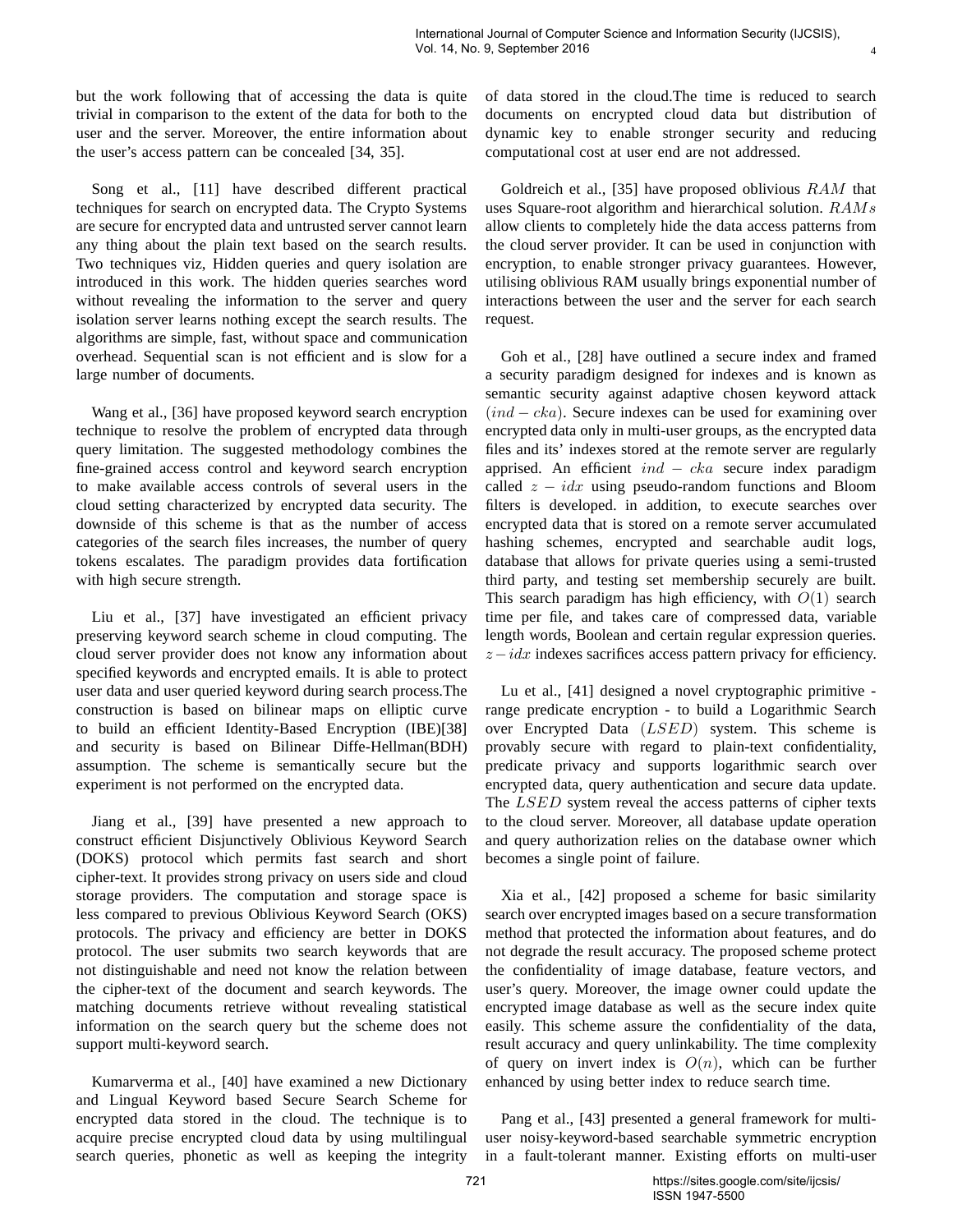but the work following that of accessing the data is quite trivial in comparison to the extent of the data for both to the user and the server. Moreover, the entire information about the user's access pattern can be concealed [34, 35].

Song et al., [11] have described different practical techniques for search on encrypted data. The Crypto Systems are secure for encrypted data and untrusted server cannot learn any thing about the plain text based on the search results. Two techniques viz, Hidden queries and query isolation are introduced in this work. The hidden queries searches word without revealing the information to the server and query isolation server learns nothing except the search results. The algorithms are simple, fast, without space and communication overhead. Sequential scan is not efficient and is slow for a large number of documents.

Wang et al., [36] have proposed keyword search encryption technique to resolve the problem of encrypted data through query limitation. The suggested methodology combines the fine-grained access control and keyword search encryption to make available access controls of several users in the cloud setting characterized by encrypted data security. The downside of this scheme is that as the number of access categories of the search files increases, the number of query tokens escalates. The paradigm provides data fortification with high secure strength.

Liu et al., [37] have investigated an efficient privacy preserving keyword search scheme in cloud computing. The cloud server provider does not know any information about specified keywords and encrypted emails. It is able to protect user data and user queried keyword during search process.The construction is based on bilinear maps on elliptic curve to build an efficient Identity-Based Encryption (IBE)[38] and security is based on Bilinear Diffe-Hellman(BDH) assumption. The scheme is semantically secure but the experiment is not performed on the encrypted data.

Jiang et al., [39] have presented a new approach to construct efficient Disjunctively Oblivious Keyword Search (DOKS) protocol which permits fast search and short cipher-text. It provides strong privacy on users side and cloud storage providers. The computation and storage space is less compared to previous Oblivious Keyword Search (OKS) protocols. The privacy and efficiency are better in DOKS protocol. The user submits two search keywords that are not distinguishable and need not know the relation between the cipher-text of the document and search keywords. The matching documents retrieve without revealing statistical information on the search query but the scheme does not support multi-keyword search.

Kumarverma et al., [40] have examined a new Dictionary and Lingual Keyword based Secure Search Scheme for encrypted data stored in the cloud. The technique is to acquire precise encrypted cloud data by using multilingual search queries, phonetic as well as keeping the integrity of data stored in the cloud.The time is reduced to search documents on encrypted cloud data but distribution of dynamic key to enable stronger security and reducing computational cost at user end are not addressed.

Goldreich et al., [35] have proposed oblivious $RAM$ that uses Square-root algorithm and hierarchical solution. $RAMs$ allow clients to completely hide the data access patterns from the cloud server provider. It can be used in conjunction with encryption, to enable stronger privacy guarantees. However, utilising oblivious RAM usually brings exponential number of interactions between the user and the server for each search request.

Goh et al., [28] have outlined a secure index and framed a security paradigm designed for indexes and is known as semantic security against adaptive chosen keyword attack $(ind-cka)$. Secure indexes can be used for examining over encrypted data only in multi-user groups, as the encrypted data files and its' indexes stored at the remote server are regularly apprised. An efficient $ind-cka$ secure index paradigm called $z-idx$ using pseudo-random functions and Bloom filters is developed. in addition, to execute searches over encrypted data that is stored on a remote server accumulated hashing schemes, encrypted and searchable audit logs, database that allows for private queries using a semi-trusted third party, and testing set membership securely are built. This search paradigm has high efficiency, with $O(1)$ search time per file, and takes care of compressed data, variable length words, Boolean and certain regular expression queries. $z-idx$ indexes sacrifices access pattern privacy for efficiency.

Lu et al., [41] designed a novel cryptographic primitive - range predicate encryption - to build a Logarithmic Search over Encrypted Data $(LSED)$ system. This scheme is provably secure with regard to plain-text confidentiality, predicate privacy and supports logarithmic search over encrypted data, query authentication and secure data update. The $LSED$ system reveal the access patterns of cipher texts to the cloud server. Moreover, all database update operation and query authorization relies on the database owner which becomes a single point of failure.

Xia et al., [42] proposed a scheme for basic similarity search over encrypted images based on a secure transformation method that protected the information about features, and do not degrade the result accuracy. The proposed scheme protect the confidentiality of image database, feature vectors, and user's query. Moreover, the image owner could update the encrypted image database as well as the secure index quite easily. This scheme assure the confidentiality of the data, result accuracy and query unlinkability. The time complexity of query on invert index is $O(n)$, which can be further enhanced by using better index to reduce search time.

Pang et al., [43] presented a general framework for multi-user noisy-keyword-based searchable symmetric encryption in a fault-tolerant manner. Existing efforts on multi-user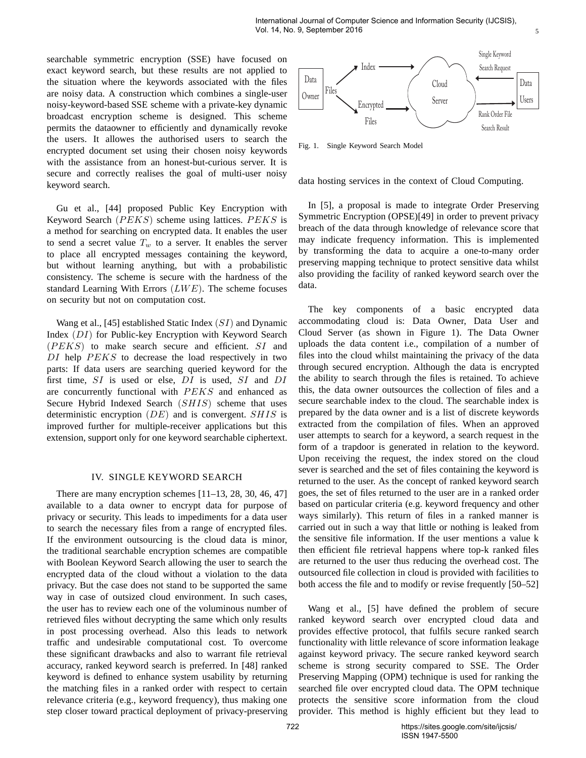searchable symmetric encryption (SSE) have focused on exact keyword search, but these results are not applied to the situation where the keywords associated with the files are noisy data. A construction which combines a single-user noisy-keyword-based SSE scheme with a private-key dynamic broadcast encryption scheme is designed. This scheme permits the dataowner to efficiently and dynamically revoke the users. It allowes the authorised users to search the encrypted document set using their chosen noisy keywords with the assistance from an honest-but-curious server. It is secure and correctly realises the goal of multi-user noisy keyword search.

Gu et al., [44] proposed Public Key Encryption with Keyword Search $(PEKS)$ scheme using lattices. $PEKS$ is a method for searching on encrypted data. It enables the user to send a secret value $T_w$ to a server. It enables the server to place all encrypted messages containing the keyword, but without learning anything, but with a probabilistic consistency. The scheme is secure with the hardness of the standard Learning With Errors $(LWE)$. The scheme focuses on security but not on computation cost.

Wang et al., [45] established Static Index $(SI)$ and Dynamic Index $(DI)$ for Public-key Encryption with Keyword Search $(PEKS)$ to make search secure and efficient. $SI$ and $DI$ help $PEKS$ to decrease the load respectively in two parts: If data users are searching queried keyword for the first time, $SI$ is used or else, $DI$ is used, $SI$ and $DI$ are concurrently functional with $PEKS$ and enhanced as Secure Hybrid Indexed Search $(SHIS)$ scheme that uses deterministic encryption $(DE)$ and is convergent. $SHIS$ is improved further for multiple-receiver applications but this extension, support only for one keyword searchable ciphertext.

## IV. Single Keyword Search

There are many encryption schemes [11–13, 28, 30, 46, 47] available to a data owner to encrypt data for purpose of privacy or security. This leads to impediments for a data user to search the necessary files from a range of encrypted files. If the environment outsourcing is the cloud data is minor, the traditional searchable encryption schemes are compatible with Boolean Keyword Search allowing the user to search the encrypted data of the cloud without a violation to the data privacy. But the case does not stand to be supported the same way in case of outsized cloud environment. In such cases, the user has to review each one of the voluminous number of retrieved files without decrypting the same which only results in post processing overhead. Also this leads to network traffic and undesirable computational cost. To overcome these significant drawbacks and also to warrant file retrieval accuracy, ranked keyword search is preferred. In [48] ranked keyword is defined to enhance system usability by returning the matching files in a ranked order with respect to certain relevance criteria (e.g., keyword frequency), thus making one step closer toward practical deployment of privacy-preserving data hosting services in the context of Cloud Computing.

Data Owner
Files
Index
Encrypted Files
Cloud Server
Single Keyword Search Request
Rank Order File Search Result
Data Users

Fig. 1. Single Keyword Search Model

In [5], a proposal is made to integrate Order Preserving Symmetric Encryption (OPSE)[49] in order to prevent privacy breach of the data through knowledge of relevance score that may indicate frequency information. This is implemented by transforming the data to acquire a one-to-many order preserving mapping technique to protect sensitive data whilst also providing the facility of ranked keyword search over the data.

The key components of a basic encrypted data accommodating cloud is: Data Owner, Data User and Cloud Server (as shown in Figure 1). The Data Owner uploads the data content i.e., compilation of a number of files into the cloud whilst maintaining the privacy of the data through secured encryption. Although the data is encrypted the ability to search through the files is retained. To achieve this, the data owner outsources the collection of files and a secure searchable index to the cloud. The searchable index is prepared by the data owner and is a list of discrete keywords extracted from the compilation of files. When an approved user attempts to search for a keyword, a search request in the form of a trapdoor is generated in relation to the keyword. Upon receiving the request, the index stored on the cloud sever is searched and the set of files containing the keyword is returned to the user. As the concept of ranked keyword search goes, the set of files returned to the user are in a ranked order based on particular criteria (e.g. keyword frequency and other ways similarly). This return of files in a ranked manner is carried out in such a way that little or nothing is leaked from the sensitive file information. If the user mentions a value k then efficient file retrieval happens where top-k ranked files are returned to the user thus reducing the overhead cost. The outsourced file collection in cloud is provided with facilities to both access the file and to modify or revise frequently [50–52]

Wang et al., [5] have defined the problem of secure ranked keyword search over encrypted cloud data and provides effective protocol, that fulfils secure ranked search functionality with little relevance of score information leakage against keyword privacy. The secure ranked keyword search scheme is strong security compared to SSE. The Order Preserving Mapping (OPM) technique is used for ranking the searched file over encrypted cloud data. The OPM technique protects the sensitive score information from the cloud provider. This method is highly efficient but they lead to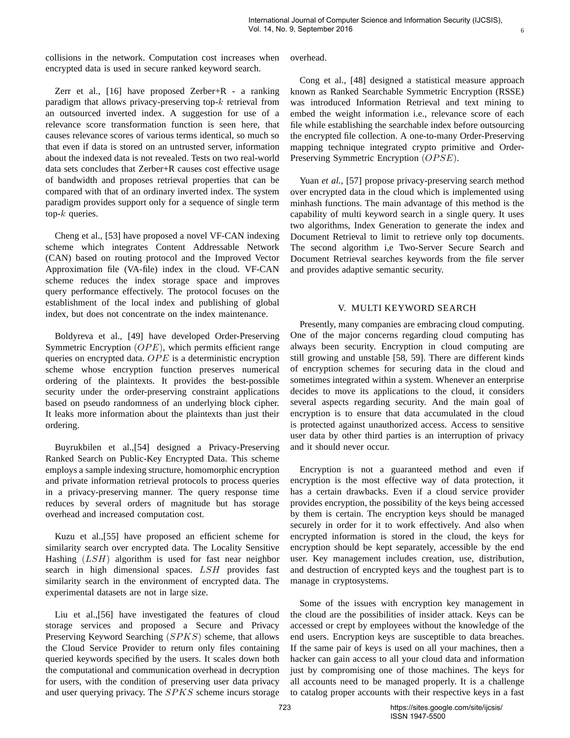collisions in the network. Computation cost increases when encrypted data is used in secure ranked keyword search.

Zerr et al., [16] have proposed Zerber+R - a ranking paradigm that allows privacy-preserving top-$k$ retrieval from an outsourced inverted index. A suggestion for use of a relevance score transformation function is seen here, that causes relevance scores of various terms identical, so much so that even if data is stored on an untrusted server, information about the indexed data is not revealed. Tests on two real-world data sets concludes that Zerber+R causes cost effective usage of bandwidth and proposes retrieval properties that can be compared with that of an ordinary inverted index. The system paradigm provides support only for a sequence of single term top-$k$ queries.

Cheng et al., [53] have proposed a novel VF-CAN indexing scheme which integrates Content Addressable Network (CAN) based on routing protocol and the Improved Vector Approximation file (VA-file) index in the cloud. VF-CAN scheme reduces the index storage space and improves query performance effectively. The protocol focuses on the establishment of the local index and publishing of global index, but does not concentrate on the index maintenance.

Boldyreva et al., [49] have developed Order-Preserving Symmetric Encryption $(OPE)$, which permits efficient range queries on encrypted data. $OPE$ is a deterministic encryption scheme whose encryption function preserves numerical ordering of the plaintexts. It provides the best-possible security under the order-preserving constraint applications based on pseudo randomness of an underlying block cipher. It leaks more information about the plaintexts than just their ordering.

Buyrukbilen et al.,[54] designed a Privacy-Preserving Ranked Search on Public-Key Encrypted Data. This scheme employs a sample indexing structure, homomorphic encryption and private information retrieval protocols to process queries in a privacy-preserving manner. The query response time reduces by several orders of magnitude but has storage overhead and increased computation cost.

Kuzu et al.,[55] have proposed an efficient scheme for similarity search over encrypted data. The Locality Sensitive Hashing $(LSH)$ algorithm is used for fast near neighbor search in high dimensional spaces. $LSH$ provides fast similarity search in the environment of encrypted data. The experimental datasets are not in large size.

Liu et al.,[56] have investigated the features of cloud storage services and proposed a Secure and Privacy Preserving Keyword Searching $(SPKS)$ scheme, that allows the Cloud Service Provider to return only files containing queried keywords specified by the users. It scales down both the computational and communication overhead in decryption for users, with the condition of preserving user data privacy and user querying privacy. The $SPKS$ scheme incurs storage overhead.

Cong et al., [48] designed a statistical measure approach known as Ranked Searchable Symmetric Encryption (RSSE) was introduced Information Retrieval and text mining to embed the weight information i.e., relevance score of each file while establishing the searchable index before outsourcing the encrypted file collection. A one-to-many Order-Preserving mapping technique integrated crypto primitive and Order-Preserving Symmetric Encryption $(OPSE)$.

Yuan *et al.,* [57] propose privacy-preserving search method over encrypted data in the cloud which is implemented using minhash functions. The main advantage of this method is the capability of multi keyword search in a single query. It uses two algorithms, Index Generation to generate the index and Document Retrieval to limit to retrieve only top documents. The second algorithm i,e Two-Server Secure Search and Document Retrieval searches keywords from the file server and provides adaptive semantic security.

## V. MULTI KEYWORD SEARCH

Presently, many companies are embracing cloud computing. One of the major concerns regarding cloud computing has always been security. Encryption in cloud computing are still growing and unstable [58, 59]. There are different kinds of encryption schemes for securing data in the cloud and sometimes integrated within a system. Whenever an enterprise decides to move its applications to the cloud, it considers several aspects regarding security. And the main goal of encryption is to ensure that data accumulated in the cloud is protected against unauthorized access. Access to sensitive user data by other third parties is an interruption of privacy and it should never occur.

Encryption is not a guaranteed method and even if encryption is the most effective way of data protection, it has a certain drawbacks. Even if a cloud service provider provides encryption, the possibility of the keys being accessed by them is certain. The encryption keys should be managed securely in order for it to work effectively. And also when encrypted information is stored in the cloud, the keys for encryption should be kept separately, accessible by the end user. Key management includes creation, use, distribution, and destruction of encrypted keys and the toughest part is to manage in cryptosystems.

Some of the issues with encryption key management in the cloud are the possibilities of insider attack. Keys can be accessed or crept by employees without the knowledge of the end users. Encryption keys are susceptible to data breaches. If the same pair of keys is used on all your machines, then a hacker can gain access to all your cloud data and information just by compromising one of those machines. The keys for all accounts need to be managed properly. It is a challenge to catalog proper accounts with their respective keys in a fast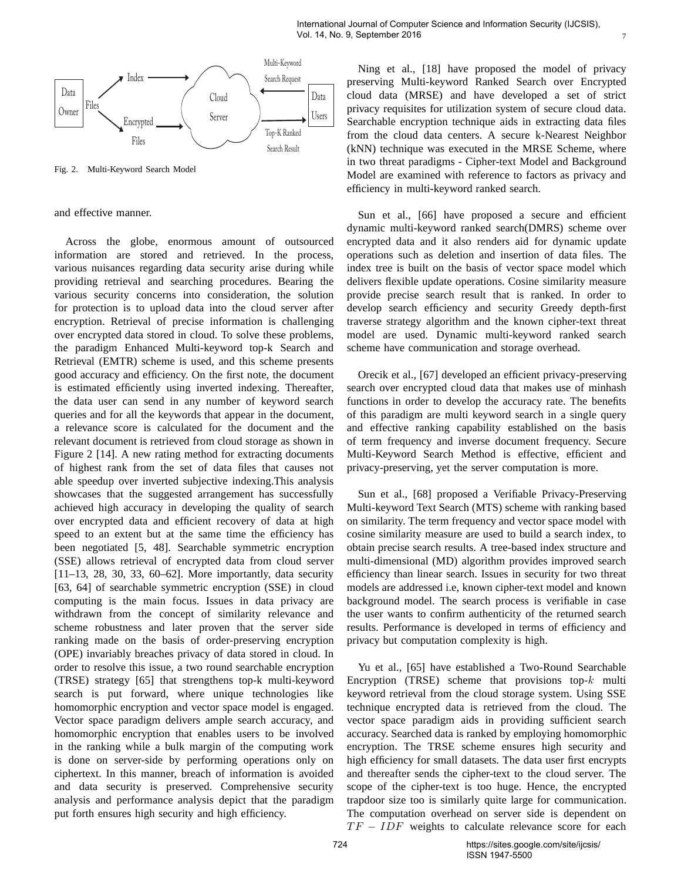Data Owner

Files

Index

Encrypted Files

Cloud Server

Multi-Keyword Search Request

Top-K Ranked Search Result

Data Users

Fig. 2. Multi-Keyword Search Model

and effective manner.

Across the globe, enormous amount of outsourced information are stored and retrieved. In the process, various nuisances regarding data security arise during while providing retrieval and searching procedures. Bearing the various security concerns into consideration, the solution for protection is to upload data into the cloud server after encryption. Retrieval of precise information is challenging over encrypted data stored in cloud. To solve these problems, the paradigm Enhanced Multi-keyword top-k Search and Retrieval (EMTR) scheme is used, and this scheme presents good accuracy and efficiency. On the first note, the document is estimated efficiently using inverted indexing. Thereafter, the data user can send in any number of keyword search queries and for all the keywords that appear in the document, a relevance score is calculated for the document and the relevant document is retrieved from cloud storage as shown in Figure 2 [14]. A new rating method for extracting documents of highest rank from the set of data files that causes not able speedup over inverted subjective indexing.This analysis showcases that the suggested arrangement has successfully achieved high accuracy in developing the quality of search over encrypted data and efficient recovery of data at high speed to an extent but at the same time the efficiency has been negotiated [5, 48]. Searchable symmetric encryption (SSE) allows retrieval of encrypted data from cloud server [11–13, 28, 30, 33, 60–62]. More importantly, data security [63, 64] of searchable symmetric encryption (SSE) in cloud computing is the main focus. Issues in data privacy are withdrawn from the concept of similarity relevance and scheme robustness and later proven that the server side ranking made on the basis of order-preserving encryption (OPE) invariably breaches privacy of data stored in cloud. In order to resolve this issue, a two round searchable encryption (TRSE) strategy [65] that strengthens top-k multi-keyword search is put forward, where unique technologies like homomorphic encryption and vector space model is engaged. Vector space paradigm delivers ample search accuracy, and homomorphic encryption that enables users to be involved in the ranking while a bulk margin of the computing work is done on server-side by performing operations only on ciphertext. In this manner, breach of information is avoided and data security is preserved. Comprehensive security analysis and performance analysis depict that the paradigm put forth ensures high security and high efficiency.

Ning et al., [18] have proposed the model of privacy preserving Multi-keyword Ranked Search over Encrypted cloud data (MRSE) and have developed a set of strict privacy requisites for utilization system of secure cloud data. Searchable encryption technique aids in extracting data files from the cloud data centers. A secure k-Nearest Neighbor (kNN) technique was executed in the MRSE Scheme, where in two threat paradigms - Cipher-text Model and Background Model are examined with reference to factors as privacy and efficiency in multi-keyword ranked search.

Sun et al., [66] have proposed a secure and efficient dynamic multi-keyword ranked search(DMRS) scheme over encrypted data and it also renders aid for dynamic update operations such as deletion and insertion of data files. The index tree is built on the basis of vector space model which delivers flexible update operations. Cosine similarity measure provide precise search result that is ranked. In order to develop search efficiency and security Greedy depth-first traverse strategy algorithm and the known cipher-text threat model are used. Dynamic multi-keyword ranked search scheme have communication and storage overhead.

Orecik et al., [67] developed an efficient privacy-preserving search over encrypted cloud data that makes use of minhash functions in order to develop the accuracy rate. The benefits of this paradigm are multi keyword search in a single query and effective ranking capability established on the basis of term frequency and inverse document frequency. Secure Multi-Keyword Search Method is effective, efficient and privacy-preserving, yet the server computation is more.

Sun et al., [68] proposed a Verifiable Privacy-Preserving Multi-keyword Text Search (MTS) scheme with ranking based on similarity. The term frequency and vector space model with cosine similarity measure are used to build a search index, to obtain precise search results. A tree-based index structure and multi-dimensional (MD) algorithm provides improved search efficiency than linear search. Issues in security for two threat models are addressed i.e, known cipher-text model and known background model. The search process is verifiable in case the user wants to confirm authenticity of the returned search results. Performance is developed in terms of efficiency and privacy but computation complexity is high.

Yu et al., [65] have established a Two-Round Searchable Encryption (TRSE) scheme that provisions top-$k$ multi keyword retrieval from the cloud storage system. Using SSE technique encrypted data is retrieved from the cloud. The vector space paradigm aids in providing sufficient search accuracy. Searched data is ranked by employing homomorphic encryption. The TRSE scheme ensures high security and high efficiency for small datasets. The data user first encrypts and thereafter sends the cipher-text to the cloud server. The scope of the cipher-text is too huge. Hence, the encrypted trapdoor size too is similarly quite large for communication. The computation overhead on server side is dependent on $TF - IDF$ weights to calculate relevance score for each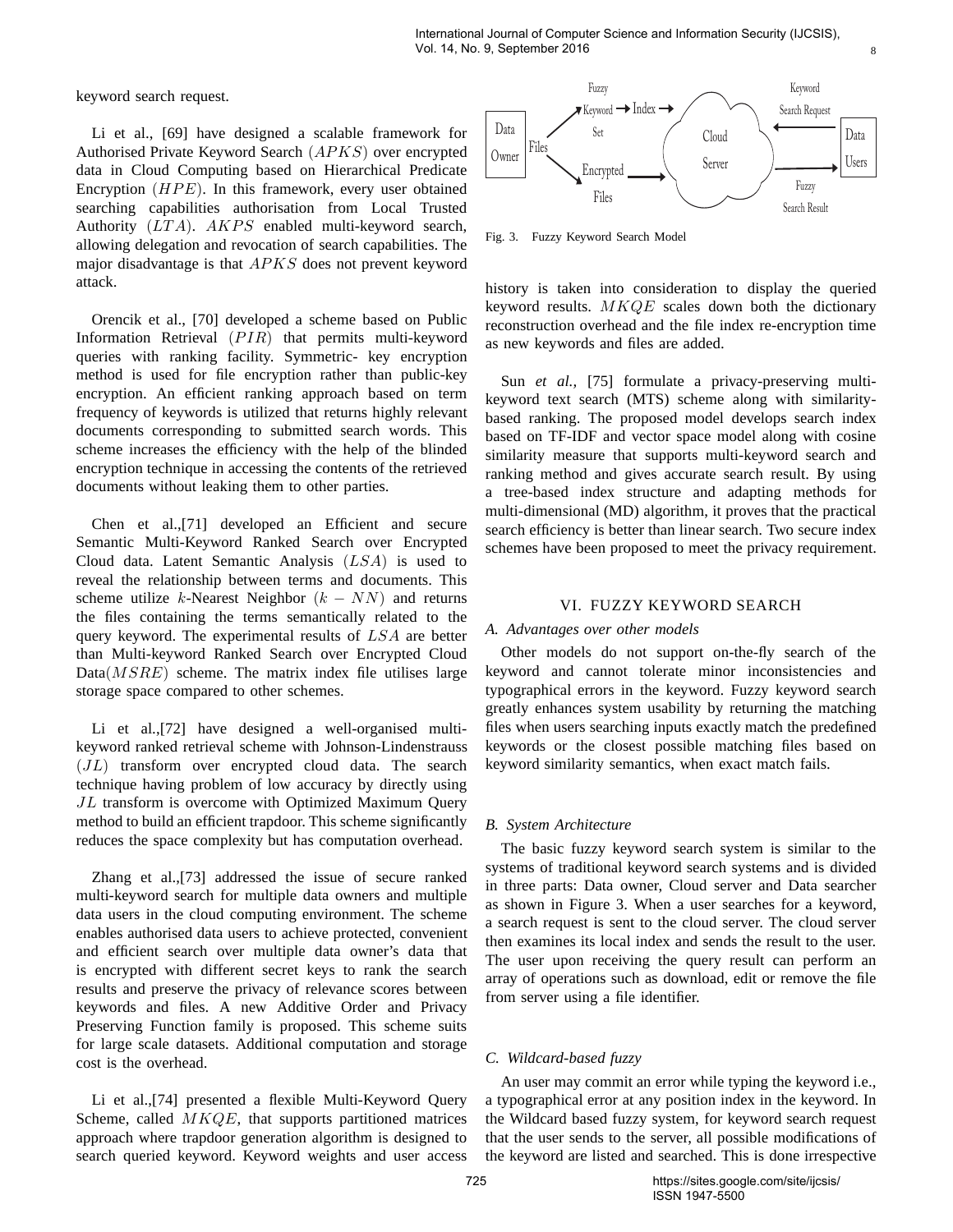keyword search request.

Li et al., [69] have designed a scalable framework for Authorised Private Keyword Search ($APKS$) over encrypted data in Cloud Computing based on Hierarchical Predicate Encryption ($HPE$). In this framework, every user obtained searching capabilities authorisation from Local Trusted Authority ($LTA$). $AKPS$ enabled multi-keyword search, allowing delegation and revocation of search capabilities. The major disadvantage is that $APKS$ does not prevent keyword attack.

Orencik et al., [70] developed a scheme based on Public Information Retrieval ($PIR$) that permits multi-keyword queries with ranking facility. Symmetric- key encryption method is used for file encryption rather than public-key encryption. An efficient ranking approach based on term frequency of keywords is utilized that returns highly relevant documents corresponding to submitted search words. This scheme increases the efficiency with the help of the blinded encryption technique in accessing the contents of the retrieved documents without leaking them to other parties.

Chen et al.,[71] developed an Efficient and secure Semantic Multi-Keyword Ranked Search over Encrypted Cloud data. Latent Semantic Analysis ($LSA$) is used to reveal the relationship between terms and documents. This scheme utilize $k$-Nearest Neighbor ($k - NN$) and returns the files containing the terms semantically related to the query keyword. The experimental results of $LSA$ are better than Multi-keyword Ranked Search over Encrypted Cloud Data($MSRE$) scheme. The matrix index file utilises large storage space compared to other schemes.

Li et al.,[72] have designed a well-organised multi-keyword ranked retrieval scheme with Johnson-Lindenstrauss ($JL$) transform over encrypted cloud data. The search technique having problem of low accuracy by directly using $JL$ transform is overcome with Optimized Maximum Query method to build an efficient trapdoor. This scheme significantly reduces the space complexity but has computation overhead.

Zhang et al.,[73] addressed the issue of secure ranked multi-keyword search for multiple data owners and multiple data users in the cloud computing environment. The scheme enables authorised data users to achieve protected, convenient and efficient search over multiple data owner's data that is encrypted with different secret keys to rank the search results and preserve the privacy of relevance scores between keywords and files. A new Additive Order and Privacy Preserving Function family is proposed. This scheme suits for large scale datasets. Additional computation and storage cost is the overhead.

Li et al.,[74] presented a flexible Multi-Keyword Query Scheme, called $MKQE$, that supports partitioned matrices approach where trapdoor generation algorithm is designed to search queried keyword. Keyword weights and user access history is taken into consideration to display the queried keyword results. $MKQE$ scales down both the dictionary reconstruction overhead and the file index re-encryption time as new keywords and files are added.

Sun *et al.,* [75] formulate a privacy-preserving multi-keyword text search (MTS) scheme along with similarity-based ranking. The proposed model develops search index based on TF-IDF and vector space model along with cosine similarity measure that supports multi-keyword search and ranking method and gives accurate search result. By using a tree-based index structure and adapting methods for multi-dimensional (MD) algorithm, it proves that the practical search efficiency is better than linear search. Two secure index schemes have been proposed to meet the privacy requirement.

Data Owner
Files
Fuzzy Keyword Set
Index
Encrypted Files
Cloud Server
Keyword Search Request
Fuzzy Search Result
Data Users

Fig. 3. Fuzzy Keyword Search Model

## VI. FUZZY KEYWORD SEARCH

### A. Advantages over other models

Other models do not support on-the-fly search of the keyword and cannot tolerate minor inconsistencies and typographical errors in the keyword. Fuzzy keyword search greatly enhances system usability by returning the matching files when users searching inputs exactly match the predefined keywords or the closest possible matching files based on keyword similarity semantics, when exact match fails.

### B. System Architecture

The basic fuzzy keyword search system is similar to the systems of traditional keyword search systems and is divided in three parts: Data owner, Cloud server and Data searcher as shown in Figure 3. When a user searches for a keyword, a search request is sent to the cloud server. The cloud server then examines its local index and sends the result to the user. The user upon receiving the query result can perform an array of operations such as download, edit or remove the file from server using a file identifier.

### C. Wildcard-based fuzzy

An user may commit an error while typing the keyword i.e., a typographical error at any position index in the keyword. In the Wildcard based fuzzy system, for keyword search request that the user sends to the server, all possible modifications of the keyword are listed and searched. This is done irrespective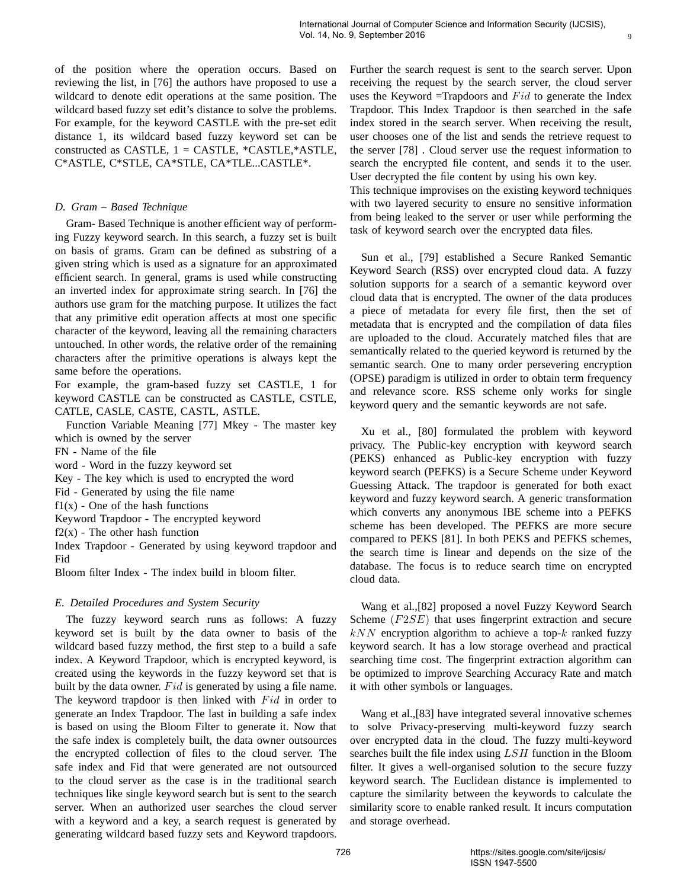of the position where the operation occurs. Based on reviewing the list, in [76] the authors have proposed to use a wildcard to denote edit operations at the same position. The wildcard based fuzzy set edit's distance to solve the problems. For example, for the keyword CASTLE with the pre-set edit distance 1, its wildcard based fuzzy keyword set can be constructed as CASTLE, 1 = CASTLE, *CASTLE,*ASTLE, C*ASTLE, C*STLE, CA*STLE, CA*TLE...CASTLE*.

### D. Gram – Based Technique

Gram- Based Technique is another efficient way of performing Fuzzy keyword search. In this search, a fuzzy set is built on basis of grams. Gram can be defined as substring of a given string which is used as a signature for an approximated efficient search. In general, grams is used while constructing an inverted index for approximate string search. In [76] the authors use gram for the matching purpose. It utilizes the fact that any primitive edit operation affects at most one specific character of the keyword, leaving all the remaining characters untouched. In other words, the relative order of the remaining characters after the primitive operations is always kept the same before the operations.

For example, the gram-based fuzzy set CASTLE, 1 for keyword CASTLE can be constructed as CASTLE, CSTLE, CATLE, CASLE, CASTE, CASTL, ASTLE.

Function Variable Meaning [77] Mkey - The master key which is owned by the server

FN - Name of the file

word - Word in the fuzzy keyword set

Key - The key which is used to encrypted the word

Fid - Generated by using the file name

f1(x) - One of the hash functions

Keyword Trapdoor - The encrypted keyword

f2(x) - The other hash function

Index Trapdoor - Generated by using keyword trapdoor and Fid

Bloom filter Index - The index build in bloom filter.

### E. Detailed Procedures and System Security

The fuzzy keyword search runs as follows: A fuzzy keyword set is built by the data owner to basis of the wildcard based fuzzy method, the first step to a build a safe index. A Keyword Trapdoor, which is encrypted keyword, is created using the keywords in the fuzzy keyword set that is built by the data owner. $Fid$ is generated by using a file name. The keyword trapdoor is then linked with $Fid$ in order to generate an Index Trapdoor. The last in building a safe index is based on using the Bloom Filter to generate it. Now that the safe index is completely built, the data owner outsources the encrypted collection of files to the cloud server. The safe index and Fid that were generated are not outsourced to the cloud server as the case is in the traditional search techniques like single keyword search but is sent to the search server. When an authorized user searches the cloud server with a keyword and a key, a search request is generated by generating wildcard based fuzzy sets and Keyword trapdoors. Further the search request is sent to the search server. Upon receiving the request by the search server, the cloud server uses the Keyword =Trapdoors and $Fid$ to generate the Index Trapdoor. This Index Trapdoor is then searched in the safe index stored in the search server. When receiving the result, user chooses one of the list and sends the retrieve request to the server [78] . Cloud server use the request information to search the encrypted file content, and sends it to the user. User decrypted the file content by using his own key.

This technique improvises on the existing keyword techniques with two layered security to ensure no sensitive information from being leaked to the server or user while performing the task of keyword search over the encrypted data files.

Sun et al., [79] established a Secure Ranked Semantic Keyword Search (RSS) over encrypted cloud data. A fuzzy solution supports for a search of a semantic keyword over cloud data that is encrypted. The owner of the data produces a piece of metadata for every file first, then the set of metadata that is encrypted and the compilation of data files are uploaded to the cloud. Accurately matched files that are semantically related to the queried keyword is returned by the semantic search. One to many order persevering encryption (OPSE) paradigm is utilized in order to obtain term frequency and relevance score. RSS scheme only works for single keyword query and the semantic keywords are not safe.

Xu et al., [80] formulated the problem with keyword privacy. The Public-key encryption with keyword search (PEKS) enhanced as Public-key encryption with fuzzy keyword search (PEFKS) is a Secure Scheme under Keyword Guessing Attack. The trapdoor is generated for both exact keyword and fuzzy keyword search. A generic transformation which converts any anonymous IBE scheme into a PEFKS scheme has been developed. The PEFKS are more secure compared to PEKS [81]. In both PEKS and PEFKS schemes, the search time is linear and depends on the size of the database. The focus is to reduce search time on encrypted cloud data.

Wang et al.,[82] proposed a novel Fuzzy Keyword Search Scheme $(F2SE)$ that uses fingerprint extraction and secure $kNN$ encryption algorithm to achieve a top-$k$ ranked fuzzy keyword search. It has a low storage overhead and practical searching time cost. The fingerprint extraction algorithm can be optimized to improve Searching Accuracy Rate and match it with other symbols or languages.

Wang et al.,[83] have integrated several innovative schemes to solve Privacy-preserving multi-keyword fuzzy search over encrypted data in the cloud. The fuzzy multi-keyword searches built the file index using $LSH$ function in the Bloom filter. It gives a well-organised solution to the secure fuzzy keyword search. The Euclidean distance is implemented to capture the similarity between the keywords to calculate the similarity score to enable ranked result. It incurs computation and storage overhead.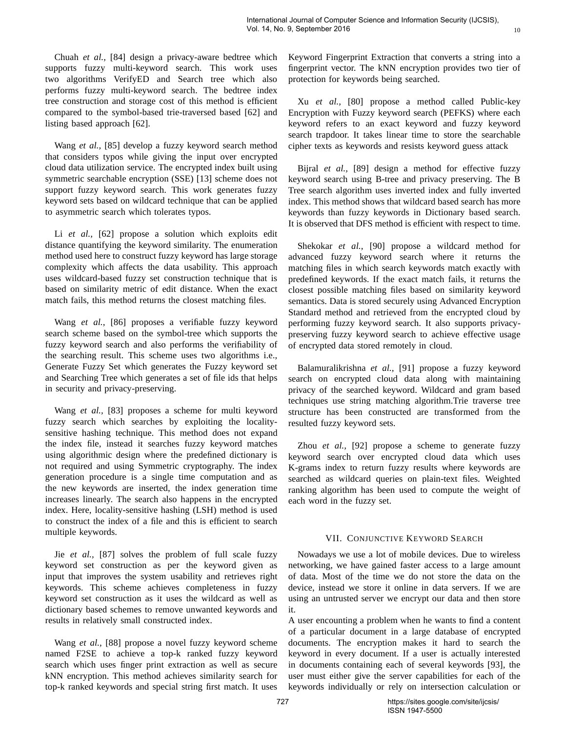Chuah *et al.,* [84] design a privacy-aware bedtree which supports fuzzy multi-keyword search. This work uses two algorithms VerifyED and Search tree which also performs fuzzy multi-keyword search. The bedtree index tree construction and storage cost of this method is efficient compared to the symbol-based trie-traversed based [62] and listing based approach [62].

Wang *et al.,* [85] develop a fuzzy keyword search method that considers typos while giving the input over encrypted cloud data utilization service. The encrypted index built using symmetric searchable encryption (SSE) [13] scheme does not support fuzzy keyword search. This work generates fuzzy keyword sets based on wildcard technique that can be applied to asymmetric search which tolerates typos.

Li *et al.,* [62] propose a solution which exploits edit distance quantifying the keyword similarity. The enumeration method used here to construct fuzzy keyword has large storage complexity which affects the data usability. This approach uses wildcard-based fuzzy set construction technique that is based on similarity metric of edit distance. When the exact match fails, this method returns the closest matching files.

Wang *et al.,* [86] proposes a verifiable fuzzy keyword search scheme based on the symbol-tree which supports the fuzzy keyword search and also performs the verifiability of the searching result. This scheme uses two algorithms i.e., Generate Fuzzy Set which generates the Fuzzy keyword set and Searching Tree which generates a set of file ids that helps in security and privacy-preserving.

Wang *et al.,* [83] proposes a scheme for multi keyword fuzzy search which searches by exploiting the locality-sensitive hashing technique. This method does not expand the index file, instead it searches fuzzy keyword matches using algorithmic design where the predefined dictionary is not required and using Symmetric cryptography. The index generation procedure is a single time computation and as the new keywords are inserted, the index generation time increases linearly. The search also happens in the encrypted index. Here, locality-sensitive hashing (LSH) method is used to construct the index of a file and this is efficient to search multiple keywords.

Jie *et al.,* [87] solves the problem of full scale fuzzy keyword set construction as per the keyword given as input that improves the system usability and retrieves right keywords. This scheme achieves completeness in fuzzy keyword set construction as it uses the wildcard as well as dictionary based schemes to remove unwanted keywords and results in relatively small constructed index.

Wang *et al.,* [88] propose a novel fuzzy keyword scheme named F2SE to achieve a top-k ranked fuzzy keyword search which uses finger print extraction as well as secure kNN encryption. This method achieves similarity search for top-k ranked keywords and special string first match. It uses Keyword Fingerprint Extraction that converts a string into a fingerprint vector. The kNN encryption provides two tier of protection for keywords being searched.

Xu *et al.,* [80] propose a method called Public-key Encryption with Fuzzy keyword search (PEFKS) where each keyword refers to an exact keyword and fuzzy keyword search trapdoor. It takes linear time to store the searchable cipher texts as keywords and resists keyword guess attack

Bijral *et al.,* [89] design a method for effective fuzzy keyword search using B-tree and privacy preserving. The B Tree search algorithm uses inverted index and fully inverted index. This method shows that wildcard based search has more keywords than fuzzy keywords in Dictionary based search. It is observed that DFS method is efficient with respect to time.

Shekokar *et al.,* [90] propose a wildcard method for advanced fuzzy keyword search where it returns the matching files in which search keywords match exactly with predefined keywords. If the exact match fails, it returns the closest possible matching files based on similarity keyword semantics. Data is stored securely using Advanced Encryption Standard method and retrieved from the encrypted cloud by performing fuzzy keyword search. It also supports privacy-preserving fuzzy keyword search to achieve effective usage of encrypted data stored remotely in cloud.

Balamuralikrishna *et al.,* [91] propose a fuzzy keyword search on encrypted cloud data along with maintaining privacy of the searched keyword. Wildcard and gram based techniques use string matching algorithm.Trie traverse tree structure has been constructed are transformed from the resulted fuzzy keyword sets.

Zhou *et al.,* [92] propose a scheme to generate fuzzy keyword search over encrypted cloud data which uses K-grams index to return fuzzy results where keywords are searched as wildcard queries on plain-text files. Weighted ranking algorithm has been used to compute the weight of each word in the fuzzy set.

## VII. Conjunctive Keyword Search

Nowadays we use a lot of mobile devices. Due to wireless networking, we have gained faster access to a large amount of data. Most of the time we do not store the data on the device, instead we store it online in data servers. If we are using an untrusted server we encrypt our data and then store it.

A user encounting a problem when he wants to find a content of a particular document in a large database of encrypted documents. The encryption makes it hard to search the keyword in every document. If a user is actually interested in documents containing each of several keywords [93], the user must either give the server capabilities for each of the keywords individually or rely on intersection calculation or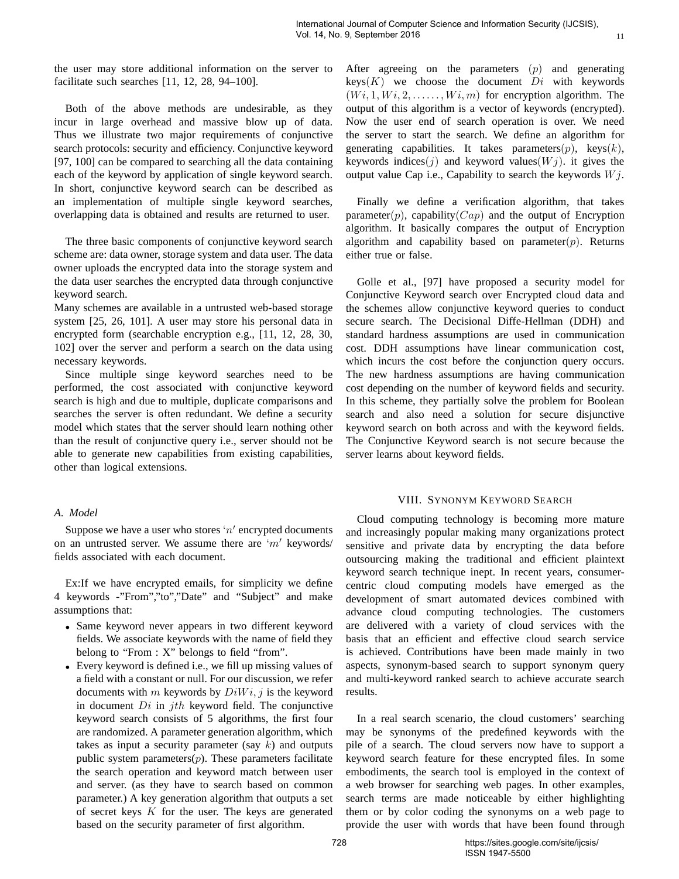the user may store additional information on the server to facilitate such searches [11, 12, 28, 94–100].

Both of the above methods are undesirable, as they incur in large overhead and massive blow up of data. Thus we illustrate two major requirements of conjunctive search protocols: security and efficiency. Conjunctive keyword [97, 100] can be compared to searching all the data containing each of the keyword by application of single keyword search. In short, conjunctive keyword search can be described as an implementation of multiple single keyword searches, overlapping data is obtained and results are returned to user.

The three basic components of conjunctive keyword search scheme are: data owner, storage system and data user. The data owner uploads the encrypted data into the storage system and the data user searches the encrypted data through conjunctive keyword search.
Many schemes are available in a untrusted web-based storage system [25, 26, 101]. A user may store his personal data in encrypted form (searchable encryption e.g., [11, 12, 28, 30, 102] over the server and perform a search on the data using necessary keywords.

Since multiple singe keyword searches need to be performed, the cost associated with conjunctive keyword search is high and due to multiple, duplicate comparisons and searches the server is often redundant. We define a security model which states that the server should learn nothing other than the result of conjunctive query i.e., server should not be able to generate new capabilities from existing capabilities, other than logical extensions.

### A. Model

Suppose we have a user who stores '$n$' encrypted documents on an untrusted server. We assume there are '$m$' keywords/ fields associated with each document.

Ex:If we have encrypted emails, for simplicity we define 4 keywords -"From","to","Date" and "Subject" and make assumptions that:

- Same keyword never appears in two different keyword fields. We associate keywords with the name of field they belong to "From : X" belongs to field "from".
- Every keyword is defined i.e., we fill up missing values of a field with a constant or null. For our discussion, we refer documents with $m$ keywords by $DiWi,j$ is the keyword in document $Di$ in $jth$ keyword field. The conjunctive keyword search consists of 5 algorithms, the first four are randomized. A parameter generation algorithm, which takes as input a security parameter (say $k$) and outputs public system parameters($p$). These parameters facilitate the search operation and keyword match between user and server. (as they have to search based on common parameter.) A key generation algorithm that outputs a set of secret keys $K$ for the user. The keys are generated based on the security parameter of first algorithm.

After agreeing on the parameters $(p)$ and generating keys$(K)$ we choose the document $Di$ with keywords $(Wi,1,Wi,2,\ldots\ldots,Wi,m)$ for encryption algorithm. The output of this algorithm is a vector of keywords (encrypted). Now the user end of search operation is over. We need the server to start the search. We define an algorithm for generating capabilities. It takes parameters$(p)$, keys$(k)$, keywords indices$(j)$ and keyword values$(Wj)$. it gives the output value Cap i.e., Capability to search the keywords $Wj$.

Finally we define a verification algorithm, that takes parameter$(p)$, capability$(Cap)$ and the output of Encryption algorithm. It basically compares the output of Encryption algorithm and capability based on parameter$(p)$. Returns either true or false.

Golle et al., [97] have proposed a security model for Conjunctive Keyword search over Encrypted cloud data and the schemes allow conjunctive keyword queries to conduct secure search. The Decisional Diffe-Hellman (DDH) and standard hardness assumptions are used in communication cost. DDH assumptions have linear communication cost, which incurs the cost before the conjunction query occurs. The new hardness assumptions are having communication cost depending on the number of keyword fields and security. In this scheme, they partially solve the problem for Boolean search and also need a solution for secure disjunctive keyword search on both across and with the keyword fields. The Conjunctive Keyword search is not secure because the server learns about keyword fields.

## VIII. Synonym Keyword Search

Cloud computing technology is becoming more mature and increasingly popular making many organizations protect sensitive and private data by encrypting the data before outsourcing making the traditional and efficient plaintext keyword search technique inept. In recent years, consumer-centric cloud computing models have emerged as the development of smart automated devices combined with advance cloud computing technologies. The customers are delivered with a variety of cloud services with the basis that an efficient and effective cloud search service is achieved. Contributions have been made mainly in two aspects, synonym-based search to support synonym query and multi-keyword ranked search to achieve accurate search results.

In a real search scenario, the cloud customers' searching may be synonyms of the predefined keywords with the pile of a search. The cloud servers now have to support a keyword search feature for these encrypted files. In some embodiments, the search tool is employed in the context of a web browser for searching web pages. In other examples, search terms are made noticeable by either highlighting them or by color coding the synonyms on a web page to provide the user with words that have been found through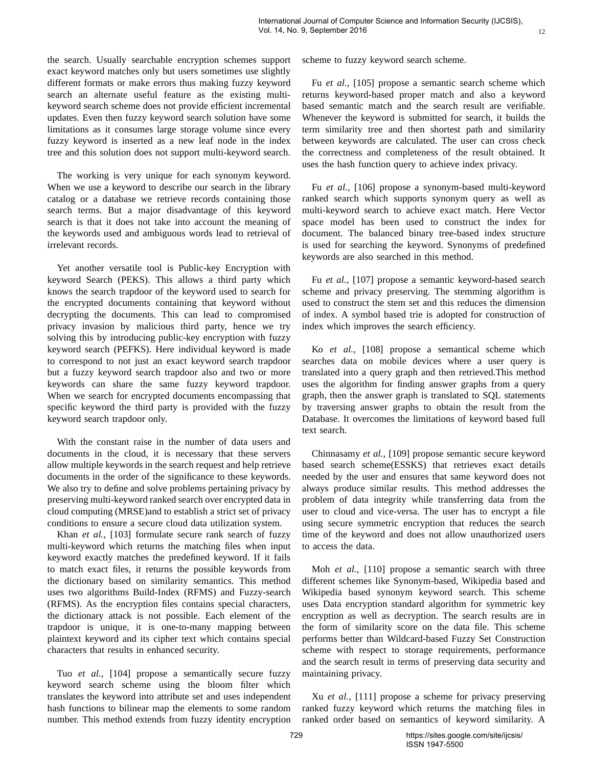the search. Usually searchable encryption schemes support exact keyword matches only but users sometimes use slightly different formats or make errors thus making fuzzy keyword search an alternate useful feature as the existing multi-keyword search scheme does not provide efficient incremental updates. Even then fuzzy keyword search solution have some limitations as it consumes large storage volume since every fuzzy keyword is inserted as a new leaf node in the index tree and this solution does not support multi-keyword search.

The working is very unique for each synonym keyword. When we use a keyword to describe our search in the library catalog or a database we retrieve records containing those search terms. But a major disadvantage of this keyword search is that it does not take into account the meaning of the keywords used and ambiguous words lead to retrieval of irrelevant records.

Yet another versatile tool is Public-key Encryption with keyword Search (PEKS). This allows a third party which knows the search trapdoor of the keyword used to search for the encrypted documents containing that keyword without decrypting the documents. This can lead to compromised privacy invasion by malicious third party, hence we try solving this by introducing public-key encryption with fuzzy keyword search (PEFKS). Here individual keyword is made to correspond to not just an exact keyword search trapdoor but a fuzzy keyword search trapdoor also and two or more keywords can share the same fuzzy keyword trapdoor. When we search for encrypted documents encompassing that specific keyword the third party is provided with the fuzzy keyword search trapdoor only.

With the constant raise in the number of data users and documents in the cloud, it is necessary that these servers allow multiple keywords in the search request and help retrieve documents in the order of the significance to these keywords. We also try to define and solve problems pertaining privacy by preserving multi-keyword ranked search over encrypted data in cloud computing (MRSE)and to establish a strict set of privacy conditions to ensure a secure cloud data utilization system.

Khan *et al.,* [103] formulate secure rank search of fuzzy multi-keyword which returns the matching files when input keyword exactly matches the predefined keyword. If it fails to match exact files, it returns the possible keywords from the dictionary based on similarity semantics. This method uses two algorithms Build-Index (RFMS) and Fuzzy-search (RFMS). As the encryption files contains special characters, the dictionary attack is not possible. Each element of the trapdoor is unique, it is one-to-many mapping between plaintext keyword and its cipher text which contains special characters that results in enhanced security.

Tuo *et al.,* [104] propose a semantically secure fuzzy keyword search scheme using the bloom filter which translates the keyword into attribute set and uses independent hash functions to bilinear map the elements to some random number. This method extends from fuzzy identity encryption scheme to fuzzy keyword search scheme.

Fu *et al.,* [105] propose a semantic search scheme which returns keyword-based proper match and also a keyword based semantic match and the search result are verifiable. Whenever the keyword is submitted for search, it builds the term similarity tree and then shortest path and similarity between keywords are calculated. The user can cross check the correctness and completeness of the result obtained. It uses the hash function query to achieve index privacy.

Fu *et al.,* [106] propose a synonym-based multi-keyword ranked search which supports synonym query as well as multi-keyword search to achieve exact match. Here Vector space model has been used to construct the index for document. The balanced binary tree-based index structure is used for searching the keyword. Synonyms of predefined keywords are also searched in this method.

Fu *et al.,* [107] propose a semantic keyword-based search scheme and privacy preserving. The stemming algorithm is used to construct the stem set and this reduces the dimension of index. A symbol based trie is adopted for construction of index which improves the search efficiency.

Ko *et al.,* [108] propose a semantical scheme which searches data on mobile devices where a user query is translated into a query graph and then retrieved.This method uses the algorithm for finding answer graphs from a query graph, then the answer graph is translated to SQL statements by traversing answer graphs to obtain the result from the Database. It overcomes the limitations of keyword based full text search.

Chinnasamy *et al.,* [109] propose semantic secure keyword based search scheme(ESSKS) that retrieves exact details needed by the user and ensures that same keyword does not always produce similar results. This method addresses the problem of data integrity while transferring data from the user to cloud and vice-versa. The user has to encrypt a file using secure symmetric encryption that reduces the search time of the keyword and does not allow unauthorized users to access the data.

Moh *et al.,* [110] propose a semantic search with three different schemes like Synonym-based, Wikipedia based and Wikipedia based synonym keyword search. This scheme uses Data encryption standard algorithm for symmetric key encryption as well as decryption. The search results are in the form of similarity score on the data file. This scheme performs better than Wildcard-based Fuzzy Set Construction scheme with respect to storage requirements, performance and the search result in terms of preserving data security and maintaining privacy.

Xu *et al.,* [111] propose a scheme for privacy preserving ranked fuzzy keyword which returns the matching files in ranked order based on semantics of keyword similarity. A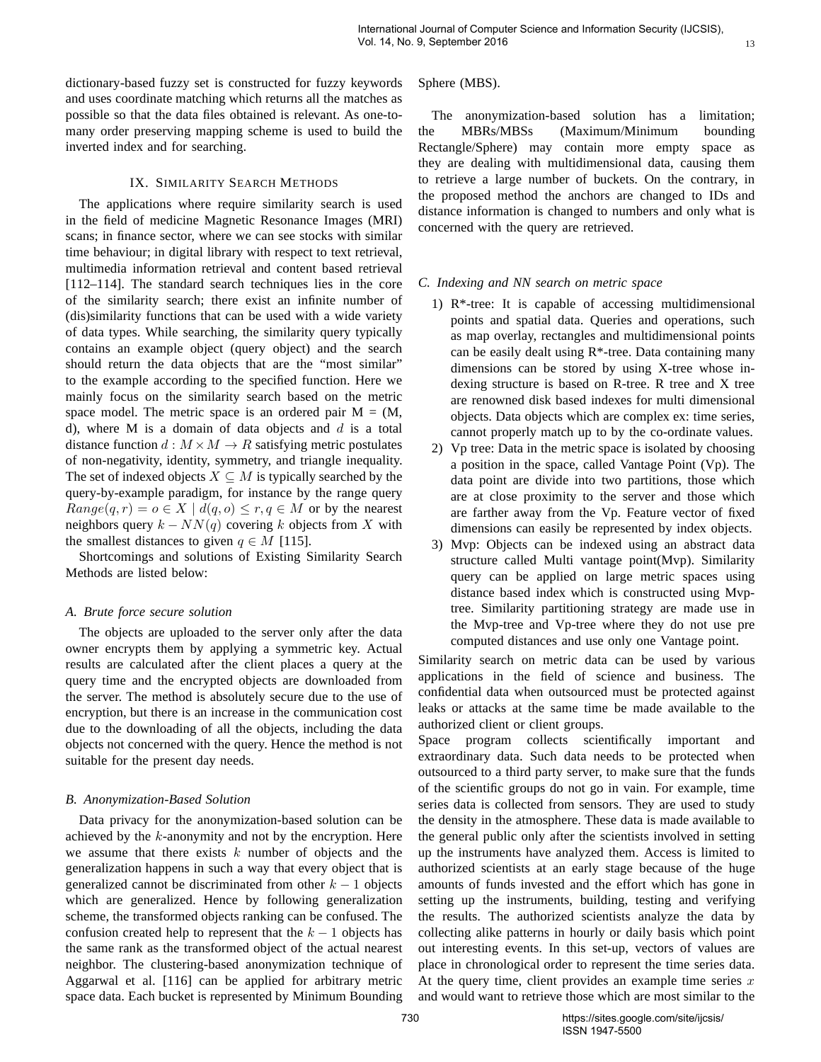dictionary-based fuzzy set is constructed for fuzzy keywords and uses coordinate matching which returns all the matches as possible so that the data files obtained is relevant. As one-to-many order preserving mapping scheme is used to build the inverted index and for searching.

## IX. Similarity Search Methods

The applications where require similarity search is used in the field of medicine Magnetic Resonance Images (MRI) scans; in finance sector, where we can see stocks with similar time behaviour; in digital library with respect to text retrieval, multimedia information retrieval and content based retrieval [112–114]. The standard search techniques lies in the core of the similarity search; there exist an infinite number of (dis)similarity functions that can be used with a wide variety of data types. While searching, the similarity query typically contains an example object (query object) and the search should return the data objects that are the "most similar" to the example according to the specified function. Here we mainly focus on the similarity search based on the metric space model. The metric space is an ordered pair M = (M, d), where M is a domain of data objects and $d$ is a total distance function $d : M \times M \rightarrow R$ satisfying metric postulates of non-negativity, identity, symmetry, and triangle inequality. The set of indexed objects $X \subseteq M$ is typically searched by the query-by-example paradigm, for instance by the range query $Range(q, r) = o \in X \mid d(q, o) \leq r, q \in M$ or by the nearest neighbors query $k - NN(q)$ covering $k$ objects from $X$ with the smallest distances to given $q \in M$ [115].

Shortcomings and solutions of Existing Similarity Search Methods are listed below:

### A. Brute force secure solution

The objects are uploaded to the server only after the data owner encrypts them by applying a symmetric key. Actual results are calculated after the client places a query at the query time and the encrypted objects are downloaded from the server. The method is absolutely secure due to the use of encryption, but there is an increase in the communication cost due to the downloading of all the objects, including the data objects not concerned with the query. Hence the method is not suitable for the present day needs.

### B. Anonymization-Based Solution

Data privacy for the anonymization-based solution can be achieved by the $k$-anonymity and not by the encryption. Here we assume that there exists $k$ number of objects and the generalization happens in such a way that every object that is generalized cannot be discriminated from other $k-1$ objects which are generalized. Hence by following generalization scheme, the transformed objects ranking can be confused. The confusion created help to represent that the $k-1$ objects has the same rank as the transformed object of the actual nearest neighbor. The clustering-based anonymization technique of Aggarwal et al. [116] can be applied for arbitrary metric space data. Each bucket is represented by Minimum Bounding Sphere (MBS).

The anonymization-based solution has a limitation; the MBRs/MBSs (Maximum/Minimum bounding Rectangle/Sphere) may contain more empty space as they are dealing with multidimensional data, causing them to retrieve a large number of buckets. On the contrary, in the proposed method the anchors are changed to IDs and distance information is changed to numbers and only what is concerned with the query are retrieved.

### C. Indexing and NN search on metric space

1) R*-tree: It is capable of accessing multidimensional points and spatial data. Queries and operations, such as map overlay, rectangles and multidimensional points can be easily dealt using R*-tree. Data containing many dimensions can be stored by using X-tree whose indexing structure is based on R-tree. R tree and X tree are renowned disk based indexes for multi dimensional objects. Data objects which are complex ex: time series, cannot properly match up to by the co-ordinate values.
2) Vp tree: Data in the metric space is isolated by choosing a position in the space, called Vantage Point (Vp). The data point are divide into two partitions, those which are at close proximity to the server and those which are farther away from the Vp. Feature vector of fixed dimensions can easily be represented by index objects.
3) Mvp: Objects can be indexed using an abstract data structure called Multi vantage point(Mvp). Similarity query can be applied on large metric spaces using distance based index which is constructed using Mvp-tree. Similarity partitioning strategy are made use in the Mvp-tree and Vp-tree where they do not use pre computed distances and use only one Vantage point.

Similarity search on metric data can be used by various applications in the field of science and business. The confidential data when outsourced must be protected against leaks or attacks at the same time be made available to the authorized client or client groups.

Space program collects scientifically important and extraordinary data. Such data needs to be protected when outsourced to a third party server, to make sure that the funds of the scientific groups do not go in vain. For example, time series data is collected from sensors. They are used to study the density in the atmosphere. These data is made available to the general public only after the scientists involved in setting up the instruments have analyzed them. Access is limited to authorized scientists at an early stage because of the huge amounts of funds invested and the effort which has gone in setting up the instruments, building, testing and verifying the results. The authorized scientists analyze the data by collecting alike patterns in hourly or daily basis which point out interesting events. In this set-up, vectors of values are place in chronological order to represent the time series data. At the query time, client provides an example time series $x$ and would want to retrieve those which are most similar to the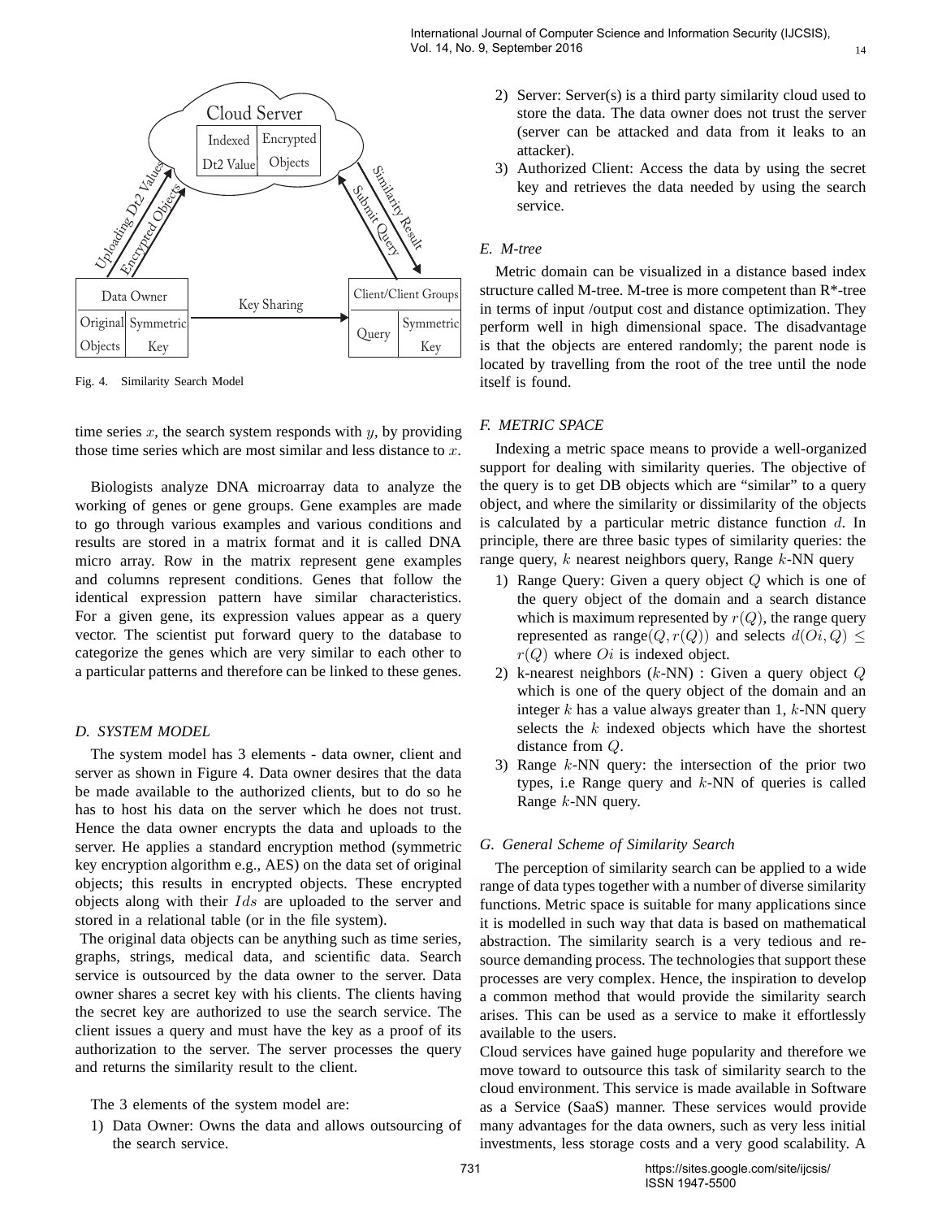Fig. 4. Similarity Search Model

time series $x$, the search system responds with $y$, by providing those time series which are most similar and less distance to $x$.

Biologists analyze DNA microarray data to analyze the working of genes or gene groups. Gene examples are made to go through various examples and various conditions and results are stored in a matrix format and it is called DNA micro array. Row in the matrix represent gene examples and columns represent conditions. Genes that follow the identical expression pattern have similar characteristics. For a given gene, its expression values appear as a query vector. The scientist put forward query to the database to categorize the genes which are very similar to each other to a particular patterns and therefore can be linked to these genes.

### D. SYSTEM MODEL

The system model has 3 elements - data owner, client and server as shown in Figure 4. Data owner desires that the data be made available to the authorized clients, but to do so he has to host his data on the server which he does not trust. Hence the data owner encrypts the data and uploads to the server. He applies a standard encryption method (symmetric key encryption algorithm e.g., AES) on the data set of original objects; this results in encrypted objects. These encrypted objects along with their $Ids$ are uploaded to the server and stored in a relational table (or in the file system).

The original data objects can be anything such as time series, graphs, strings, medical data, and scientific data. Search service is outsourced by the data owner to the server. Data owner shares a secret key with his clients. The clients having the secret key are authorized to use the search service. The client issues a query and must have the key as a proof of its authorization to the server. The server processes the query and returns the similarity result to the client.

The 3 elements of the system model are:

1) Data Owner: Owns the data and allows outsourcing of the search service.
2) Server: Server(s) is a third party similarity cloud used to store the data. The data owner does not trust the server (server can be attacked and data from it leaks to an attacker).
3) Authorized Client: Access the data by using the secret key and retrieves the data needed by using the search service.

### E. M-tree

Metric domain can be visualized in a distance based index structure called M-tree. M-tree is more competent than R*-tree in terms of input /output cost and distance optimization. They perform well in high dimensional space. The disadvantage is that the objects are entered randomly; the parent node is located by travelling from the root of the tree until the node itself is found.

### F. METRIC SPACE

Indexing a metric space means to provide a well-organized support for dealing with similarity queries. The objective of the query is to get DB objects which are "similar" to a query object, and where the similarity or dissimilarity of the objects is calculated by a particular metric distance function $d$. In principle, there are three basic types of similarity queries: the range query, $k$ nearest neighbors query, Range $k$-NN query

1) Range Query: Given a query object $Q$ which is one of the query object of the domain and a search distance which is maximum represented by $r(Q)$, the range query represented as range$(Q, r(Q))$ and selects $d(Oi, Q) \leq r(Q)$ where $Oi$ is indexed object.
2) k-nearest neighbors ($k$-NN) : Given a query object $Q$ which is one of the query object of the domain and an integer $k$ has a value always greater than 1, $k$-NN query selects the $k$ indexed objects which have the shortest distance from $Q$.
3) Range $k$-NN query: the intersection of the prior two types, i.e Range query and $k$-NN of queries is called Range $k$-NN query.

### G. General Scheme of Similarity Search

The perception of similarity search can be applied to a wide range of data types together with a number of diverse similarity functions. Metric space is suitable for many applications since it is modelled in such way that data is based on mathematical abstraction. The similarity search is a very tedious and resource demanding process. The technologies that support these processes are very complex. Hence, the inspiration to develop a common method that would provide the similarity search arises. This can be used as a service to make it effortlessly available to the users.

Cloud services have gained huge popularity and therefore we move toward to outsource this task of similarity search to the cloud environment. This service is made available in Software as a Service (SaaS) manner. These services would provide many advantages for the data owners, such as very less initial investments, less storage costs and a very good scalability. A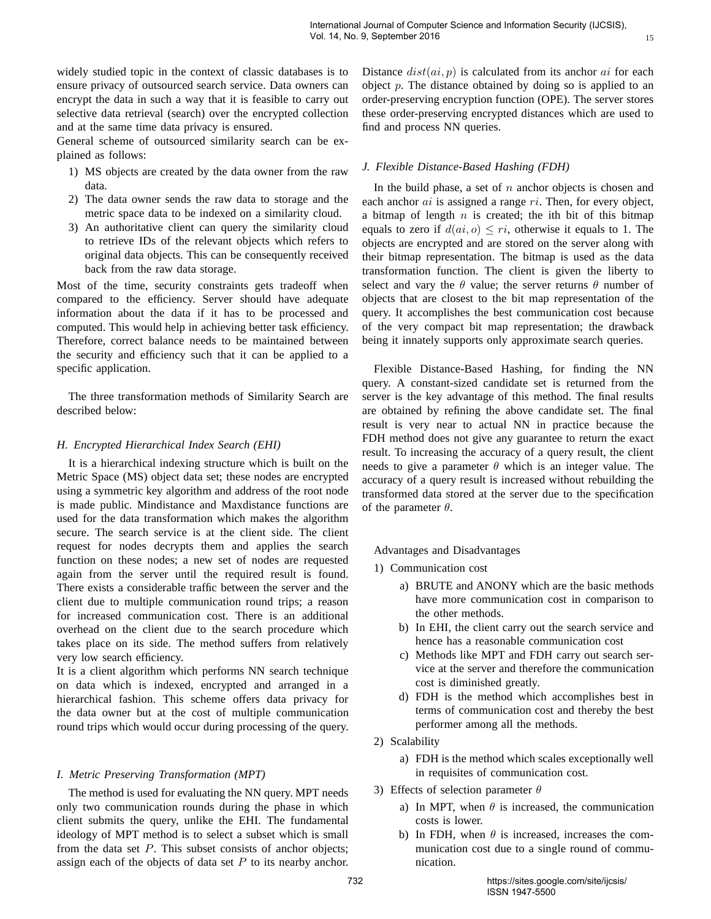widely studied topic in the context of classic databases is to ensure privacy of outsourced search service. Data owners can encrypt the data in such a way that it is feasible to carry out selective data retrieval (search) over the encrypted collection and at the same time data privacy is ensured.

General scheme of outsourced similarity search can be explained as follows:

1) MS objects are created by the data owner from the raw data.
2) The data owner sends the raw data to storage and the metric space data to be indexed on a similarity cloud.
3) An authoritative client can query the similarity cloud to retrieve IDs of the relevant objects which refers to original data objects. This can be consequently received back from the raw data storage.

Most of the time, security constraints gets tradeoff when compared to the efficiency. Server should have adequate information about the data if it has to be processed and computed. This would help in achieving better task efficiency. Therefore, correct balance needs to be maintained between the security and efficiency such that it can be applied to a specific application.

The three transformation methods of Similarity Search are described below:

### H. Encrypted Hierarchical Index Search (EHI)

It is a hierarchical indexing structure which is built on the Metric Space (MS) object data set; these nodes are encrypted using a symmetric key algorithm and address of the root node is made public. Mindistance and Maxdistance functions are used for the data transformation which makes the algorithm secure. The search service is at the client side. The client request for nodes decrypts them and applies the search function on these nodes; a new set of nodes are requested again from the server until the required result is found. There exists a considerable traffic between the server and the client due to multiple communication round trips; a reason for increased communication cost. There is an additional overhead on the client due to the search procedure which takes place on its side. The method suffers from relatively very low search efficiency.

It is a client algorithm which performs NN search technique on data which is indexed, encrypted and arranged in a hierarchical fashion. This scheme offers data privacy for the data owner but at the cost of multiple communication round trips which would occur during processing of the query.

### I. Metric Preserving Transformation (MPT)

The method is used for evaluating the NN query. MPT needs only two communication rounds during the phase in which client submits the query, unlike the EHI. The fundamental ideology of MPT method is to select a subset which is small from the data set $P$. This subset consists of anchor objects; assign each of the objects of data set $P$ to its nearby anchor. Distance $dist(ai, p)$ is calculated from its anchor $ai$ for each object $p$. The distance obtained by doing so is applied to an order-preserving encryption function (OPE). The server stores these order-preserving encrypted distances which are used to find and process NN queries.

### J. Flexible Distance-Based Hashing (FDH)

In the build phase, a set of $n$ anchor objects is chosen and each anchor $ai$ is assigned a range $ri$. Then, for every object, a bitmap of length $n$ is created; the ith bit of this bitmap equals to zero if $d(ai, o) \leq ri$, otherwise it equals to 1. The objects are encrypted and are stored on the server along with their bitmap representation. The bitmap is used as the data transformation function. The client is given the liberty to select and vary the $\theta$ value; the server returns $\theta$ number of objects that are closest to the bit map representation of the query. It accomplishes the best communication cost because of the very compact bit map representation; the drawback being it innately supports only approximate search queries.

Flexible Distance-Based Hashing, for finding the NN query. A constant-sized candidate set is returned from the server is the key advantage of this method. The final results are obtained by refining the above candidate set. The final result is very near to actual NN in practice because the FDH method does not give any guarantee to return the exact result. To increasing the accuracy of a query result, the client needs to give a parameter $\theta$ which is an integer value. The accuracy of a query result is increased without rebuilding the transformed data stored at the server due to the specification of the parameter $\theta$.

Advantages and Disadvantages

1) Communication cost
   a) BRUTE and ANONY which are the basic methods have more communication cost in comparison to the other methods.
   b) In EHI, the client carry out the search service and hence has a reasonable communication cost
   c) Methods like MPT and FDH carry out search service at the server and therefore the communication cost is diminished greatly.
   d) FDH is the method which accomplishes best in terms of communication cost and thereby the best performer among all the methods.
2) Scalability
   a) FDH is the method which scales exceptionally well in requisites of communication cost.
3) Effects of selection parameter $\theta$
   a) In MPT, when $\theta$ is increased, the communication costs is lower.
   b) In FDH, when $\theta$ is increased, increases the communication cost due to a single round of communication.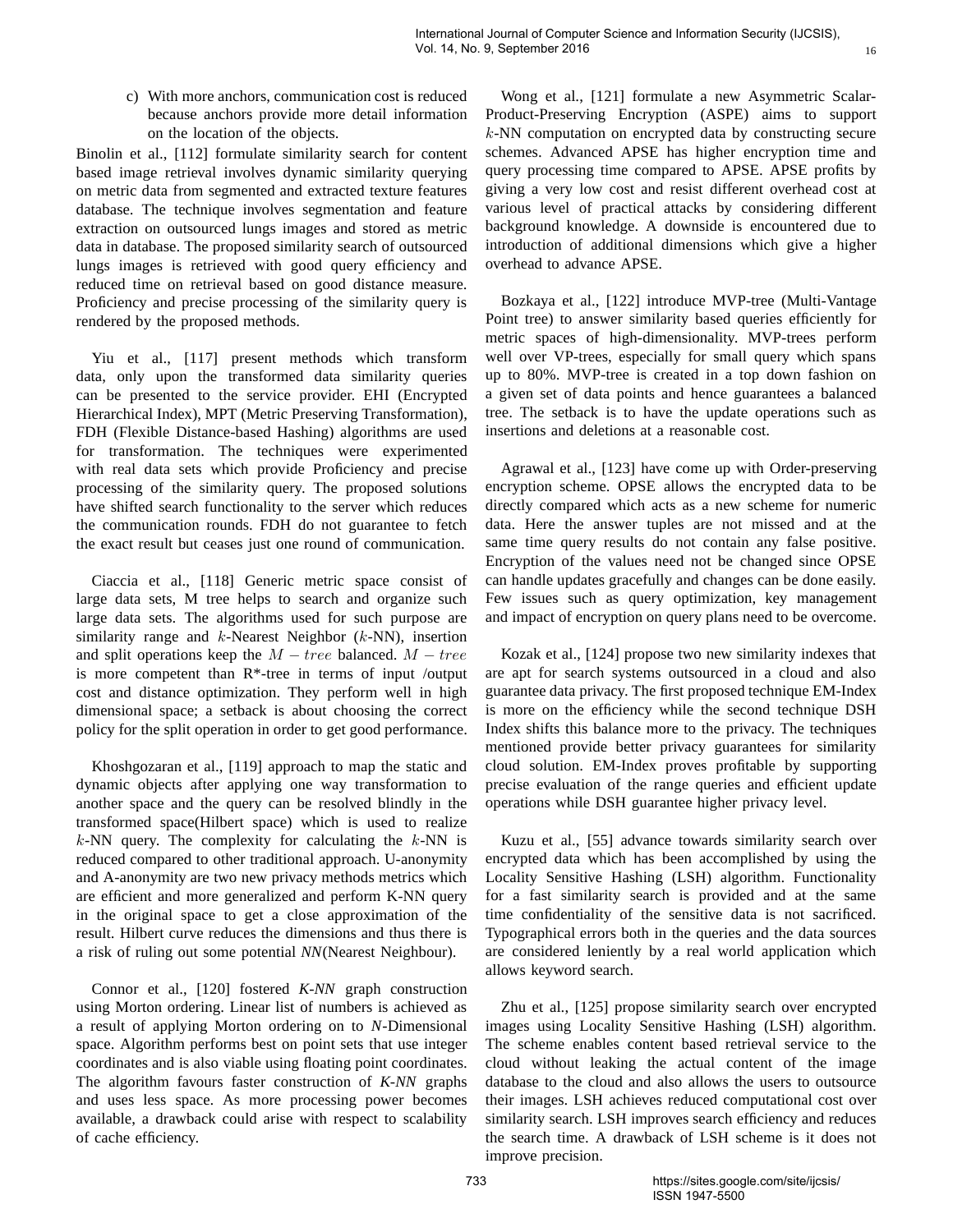c) With more anchors, communication cost is reduced because anchors provide more detail information on the location of the objects.

Binolin et al., [112] formulate similarity search for content based image retrieval involves dynamic similarity querying on metric data from segmented and extracted texture features database. The technique involves segmentation and feature extraction on outsourced lungs images and stored as metric data in database. The proposed similarity search of outsourced lungs images is retrieved with good query efficiency and reduced time on retrieval based on good distance measure. Proficiency and precise processing of the similarity query is rendered by the proposed methods.

Yiu et al., [117] present methods which transform data, only upon the transformed data similarity queries can be presented to the service provider. EHI (Encrypted Hierarchical Index), MPT (Metric Preserving Transformation), FDH (Flexible Distance-based Hashing) algorithms are used for transformation. The techniques were experimented with real data sets which provide Proficiency and precise processing of the similarity query. The proposed solutions have shifted search functionality to the server which reduces the communication rounds. FDH do not guarantee to fetch the exact result but ceases just one round of communication.

Ciaccia et al., [118] Generic metric space consist of large data sets, M tree helps to search and organize such large data sets. The algorithms used for such purpose are similarity range and $k$-Nearest Neighbor ($k$-NN), insertion and split operations keep the $M-tree$ balanced. $M-tree$ is more competent than R*-tree in terms of input /output cost and distance optimization. They perform well in high dimensional space; a setback is about choosing the correct policy for the split operation in order to get good performance.

Khoshgozaran et al., [119] approach to map the static and dynamic objects after applying one way transformation to another space and the query can be resolved blindly in the transformed space(Hilbert space) which is used to realize $k$-NN query. The complexity for calculating the $k$-NN is reduced compared to other traditional approach. U-anonymity and A-anonymity are two new privacy methods metrics which are efficient and more generalized and perform K-NN query in the original space to get a close approximation of the result. Hilbert curve reduces the dimensions and thus there is a risk of ruling out some potential *NN*(Nearest Neighbour).

Connor et al., [120] fostered *K-NN* graph construction using Morton ordering. Linear list of numbers is achieved as a result of applying Morton ordering on to *N*-Dimensional space. Algorithm performs best on point sets that use integer coordinates and is also viable using floating point coordinates. The algorithm favours faster construction of *K-NN* graphs and uses less space. As more processing power becomes available, a drawback could arise with respect to scalability of cache efficiency.

Wong et al., [121] formulate a new Asymmetric Scalar-Product-Preserving Encryption (ASPE) aims to support $k$-NN computation on encrypted data by constructing secure schemes. Advanced APSE has higher encryption time and query processing time compared to APSE. APSE profits by giving a very low cost and resist different overhead cost at various level of practical attacks by considering different background knowledge. A downside is encountered due to introduction of additional dimensions which give a higher overhead to advance APSE.

Bozkaya et al., [122] introduce MVP-tree (Multi-Vantage Point tree) to answer similarity based queries efficiently for metric spaces of high-dimensionality. MVP-trees perform well over VP-trees, especially for small query which spans up to 80%. MVP-tree is created in a top down fashion on a given set of data points and hence guarantees a balanced tree. The setback is to have the update operations such as insertions and deletions at a reasonable cost.

Agrawal et al., [123] have come up with Order-preserving encryption scheme. OPSE allows the encrypted data to be directly compared which acts as a new scheme for numeric data. Here the answer tuples are not missed and at the same time query results do not contain any false positive. Encryption of the values need not be changed since OPSE can handle updates gracefully and changes can be done easily. Few issues such as query optimization, key management and impact of encryption on query plans need to be overcome.

Kozak et al., [124] propose two new similarity indexes that are apt for search systems outsourced in a cloud and also guarantee data privacy. The first proposed technique EM-Index is more on the efficiency while the second technique DSH Index shifts this balance more to the privacy. The techniques mentioned provide better privacy guarantees for similarity cloud solution. EM-Index proves profitable by supporting precise evaluation of the range queries and efficient update operations while DSH guarantee higher privacy level.

Kuzu et al., [55] advance towards similarity search over encrypted data which has been accomplished by using the Locality Sensitive Hashing (LSH) algorithm. Functionality for a fast similarity search is provided and at the same time confidentiality of the sensitive data is not sacrificed. Typographical errors both in the queries and the data sources are considered leniently by a real world application which allows keyword search.

Zhu et al., [125] propose similarity search over encrypted images using Locality Sensitive Hashing (LSH) algorithm. The scheme enables content based retrieval service to the cloud without leaking the actual content of the image database to the cloud and also allows the users to outsource their images. LSH achieves reduced computational cost over similarity search. LSH improves search efficiency and reduces the search time. A drawback of LSH scheme is it does not improve precision.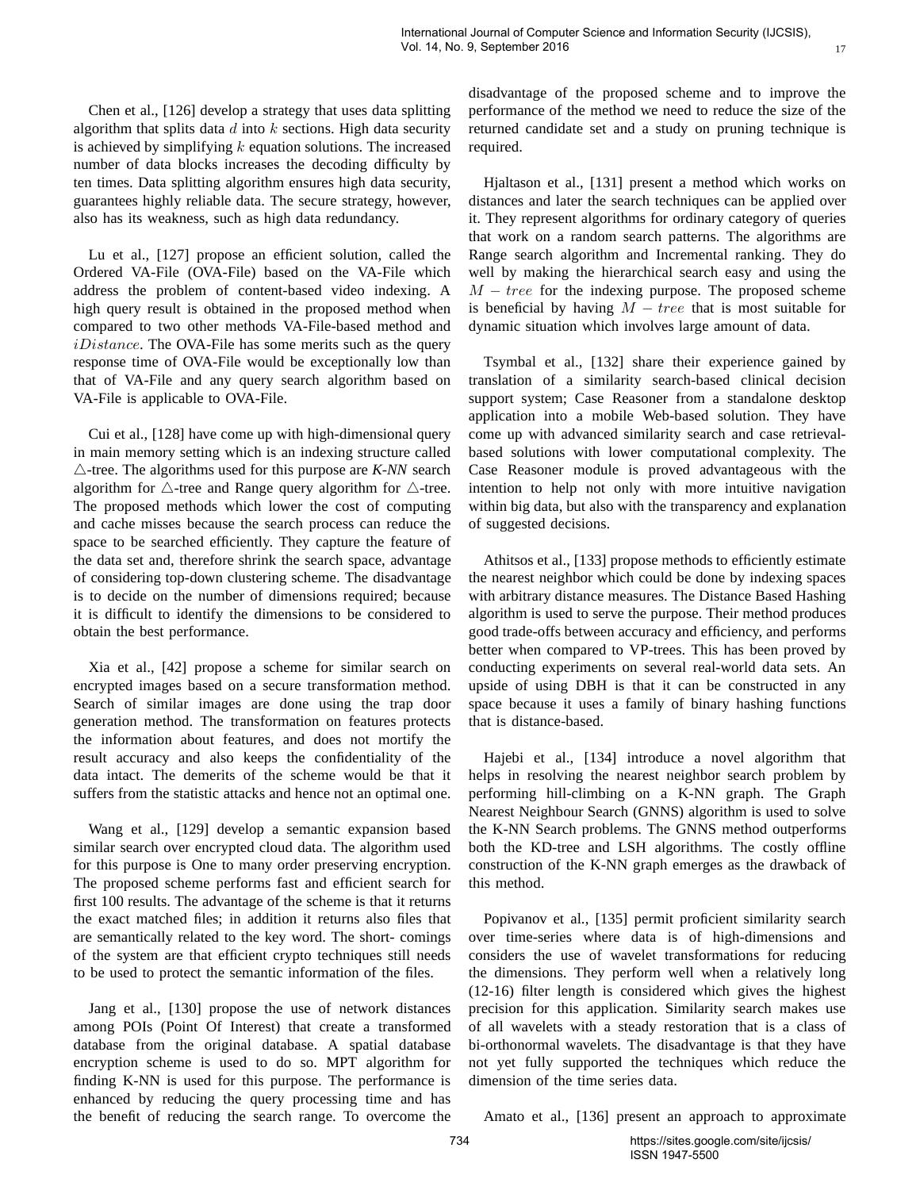Chen et al., [126] develop a strategy that uses data splitting algorithm that splits data $d$ into $k$ sections. High data security is achieved by simplifying $k$ equation solutions. The increased number of data blocks increases the decoding difficulty by ten times. Data splitting algorithm ensures high data security, guarantees highly reliable data. The secure strategy, however, also has its weakness, such as high data redundancy.

Lu et al., [127] propose an efficient solution, called the Ordered VA-File (OVA-File) based on the VA-File which address the problem of content-based video indexing. A high query result is obtained in the proposed method when compared to two other methods VA-File-based method and $iDistance$. The OVA-File has some merits such as the query response time of OVA-File would be exceptionally low than that of VA-File and any query search algorithm based on VA-File is applicable to OVA-File.

Cui et al., [128] have come up with high-dimensional query in main memory setting which is an indexing structure called $\triangle$-tree. The algorithms used for this purpose are *K-NN* search algorithm for $\triangle$-tree and Range query algorithm for $\triangle$-tree. The proposed methods which lower the cost of computing and cache misses because the search process can reduce the space to be searched efficiently. They capture the feature of the data set and, therefore shrink the search space, advantage of considering top-down clustering scheme. The disadvantage is to decide on the number of dimensions required; because it is difficult to identify the dimensions to be considered to obtain the best performance.

Xia et al., [42] propose a scheme for similar search on encrypted images based on a secure transformation method. Search of similar images are done using the trap door generation method. The transformation on features protects the information about features, and does not mortify the result accuracy and also keeps the confidentiality of the data intact. The demerits of the scheme would be that it suffers from the statistic attacks and hence not an optimal one.

Wang et al., [129] develop a semantic expansion based similar search over encrypted cloud data. The algorithm used for this purpose is One to many order preserving encryption. The proposed scheme performs fast and efficient search for first 100 results. The advantage of the scheme is that it returns the exact matched files; in addition it returns also files that are semantically related to the key word. The short- comings of the system are that efficient crypto techniques still needs to be used to protect the semantic information of the files.

Jang et al., [130] propose the use of network distances among POIs (Point Of Interest) that create a transformed database from the original database. A spatial database encryption scheme is used to do so. MPT algorithm for finding K-NN is used for this purpose. The performance is enhanced by reducing the query processing time and has the benefit of reducing the search range. To overcome the disadvantage of the proposed scheme and to improve the performance of the method we need to reduce the size of the returned candidate set and a study on pruning technique is required.

Hjaltason et al., [131] present a method which works on distances and later the search techniques can be applied over it. They represent algorithms for ordinary category of queries that work on a random search patterns. The algorithms are Range search algorithm and Incremental ranking. They do well by making the hierarchical search easy and using the $M-tree$ for the indexing purpose. The proposed scheme is beneficial by having $M-tree$ that is most suitable for dynamic situation which involves large amount of data.

Tsymbal et al., [132] share their experience gained by translation of a similarity search-based clinical decision support system; Case Reasoner from a standalone desktop application into a mobile Web-based solution. They have come up with advanced similarity search and case retrieval-based solutions with lower computational complexity. The Case Reasoner module is proved advantageous with the intention to help not only with more intuitive navigation within big data, but also with the transparency and explanation of suggested decisions.

Athitsos et al., [133] propose methods to efficiently estimate the nearest neighbor which could be done by indexing spaces with arbitrary distance measures. The Distance Based Hashing algorithm is used to serve the purpose. Their method produces good trade-offs between accuracy and efficiency, and performs better when compared to VP-trees. This has been proved by conducting experiments on several real-world data sets. An upside of using DBH is that it can be constructed in any space because it uses a family of binary hashing functions that is distance-based.

Hajebi et al., [134] introduce a novel algorithm that helps in resolving the nearest neighbor search problem by performing hill-climbing on a K-NN graph. The Graph Nearest Neighbour Search (GNNS) algorithm is used to solve the K-NN Search problems. The GNNS method outperforms both the KD-tree and LSH algorithms. The costly offline construction of the K-NN graph emerges as the drawback of this method.

Popivanov et al., [135] permit proficient similarity search over time-series where data is of high-dimensions and considers the use of wavelet transformations for reducing the dimensions. They perform well when a relatively long (12-16) filter length is considered which gives the highest precision for this application. Similarity search makes use of all wavelets with a steady restoration that is a class of bi-orthonormal wavelets. The disadvantage is that they have not yet fully supported the techniques which reduce the dimension of the time series data.

Amato et al., [136] present an approach to approximate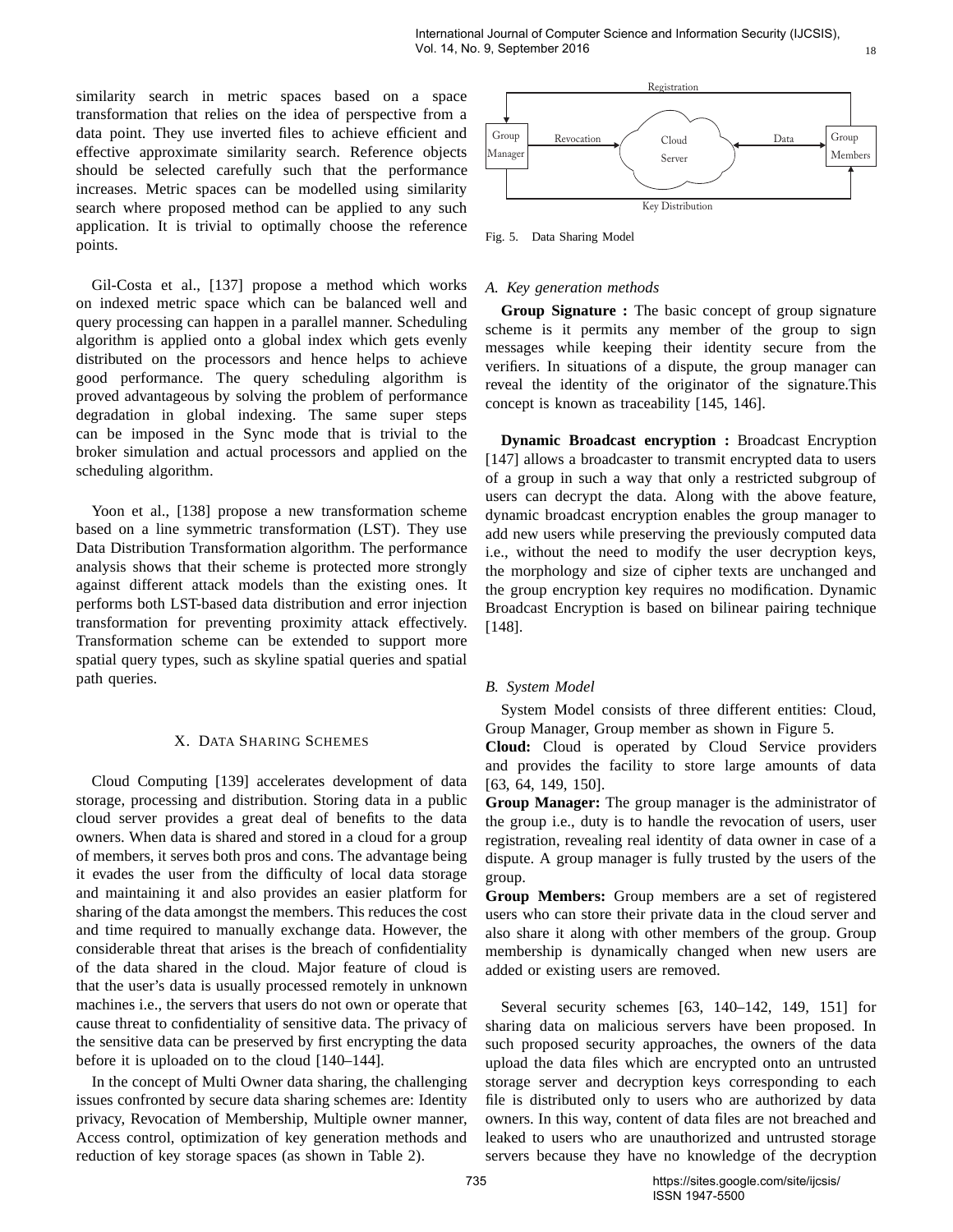similarity search in metric spaces based on a space transformation that relies on the idea of perspective from a data point. They use inverted files to achieve efficient and effective approximate similarity search. Reference objects should be selected carefully such that the performance increases. Metric spaces can be modelled using similarity search where proposed method can be applied to any such application. It is trivial to optimally choose the reference points.

Gil-Costa et al., [137] propose a method which works on indexed metric space which can be balanced well and query processing can happen in a parallel manner. Scheduling algorithm is applied onto a global index which gets evenly distributed on the processors and hence helps to achieve good performance. The query scheduling algorithm is proved advantageous by solving the problem of performance degradation in global indexing. The same super steps can be imposed in the Sync mode that is trivial to the broker simulation and actual processors and applied on the scheduling algorithm.

Yoon et al., [138] propose a new transformation scheme based on a line symmetric transformation (LST). They use Data Distribution Transformation algorithm. The performance analysis shows that their scheme is protected more strongly against different attack models than the existing ones. It performs both LST-based data distribution and error injection transformation for preventing proximity attack effectively. Transformation scheme can be extended to support more spatial query types, such as skyline spatial queries and spatial path queries.

## X. Data Sharing Schemes

Cloud Computing [139] accelerates development of data storage, processing and distribution. Storing data in a public cloud server provides a great deal of benefits to the data owners. When data is shared and stored in a cloud for a group of members, it serves both pros and cons. The advantage being it evades the user from the difficulty of local data storage and maintaining it and also provides an easier platform for sharing of the data amongst the members. This reduces the cost and time required to manually exchange data. However, the considerable threat that arises is the breach of confidentiality of the data shared in the cloud. Major feature of cloud is that the user's data is usually processed remotely in unknown machines i.e., the servers that users do not own or operate that cause threat to confidentiality of sensitive data. The privacy of the sensitive data can be preserved by first encrypting the data before it is uploaded on to the cloud [140–144].

In the concept of Multi Owner data sharing, the challenging issues confronted by secure data sharing schemes are: Identity privacy, Revocation of Membership, Multiple owner manner, Access control, optimization of key generation methods and reduction of key storage spaces (as shown in Table 2).

Registration

Group Manager

Revocation

Cloud Server

Data

Group Members

Key Distribution

Fig. 5. Data Sharing Model

### A. Key generation methods

**Group Signature :** The basic concept of group signature scheme is it permits any member of the group to sign messages while keeping their identity secure from the verifiers. In situations of a dispute, the group manager can reveal the identity of the originator of the signature.This concept is known as traceability [145, 146].

**Dynamic Broadcast encryption :** Broadcast Encryption [147] allows a broadcaster to transmit encrypted data to users of a group in such a way that only a restricted subgroup of users can decrypt the data. Along with the above feature, dynamic broadcast encryption enables the group manager to add new users while preserving the previously computed data i.e., without the need to modify the user decryption keys, the morphology and size of cipher texts are unchanged and the group encryption key requires no modification. Dynamic Broadcast Encryption is based on bilinear pairing technique [148].

### B. System Model

System Model consists of three different entities: Cloud, Group Manager, Group member as shown in Figure 5.

**Cloud:** Cloud is operated by Cloud Service providers and provides the facility to store large amounts of data [63, 64, 149, 150].

**Group Manager:** The group manager is the administrator of the group i.e., duty is to handle the revocation of users, user registration, revealing real identity of data owner in case of a dispute. A group manager is fully trusted by the users of the group.

**Group Members:** Group members are a set of registered users who can store their private data in the cloud server and also share it along with other members of the group. Group membership is dynamically changed when new users are added or existing users are removed.

Several security schemes [63, 140–142, 149, 151] for sharing data on malicious servers have been proposed. In such proposed security approaches, the owners of the data upload the data files which are encrypted onto an untrusted storage server and decryption keys corresponding to each file is distributed only to users who are authorized by data owners. In this way, content of data files are not breached and leaked to users who are unauthorized and untrusted storage servers because they have no knowledge of the decryption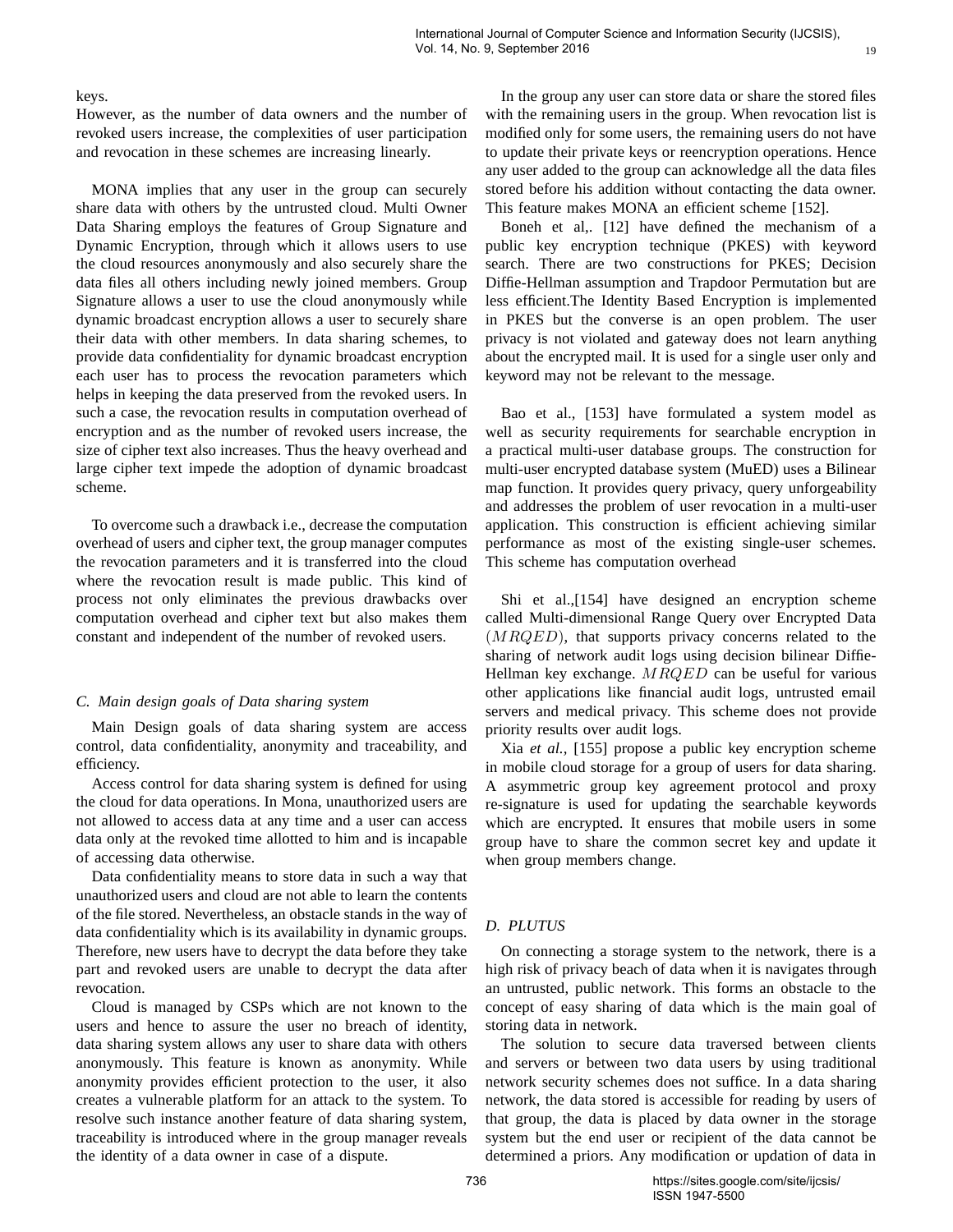keys.
However, as the number of data owners and the number of revoked users increase, the complexities of user participation and revocation in these schemes are increasing linearly.

MONA implies that any user in the group can securely share data with others by the untrusted cloud. Multi Owner Data Sharing employs the features of Group Signature and Dynamic Encryption, through which it allows users to use the cloud resources anonymously and also securely share the data files all others including newly joined members. Group Signature allows a user to use the cloud anonymously while dynamic broadcast encryption allows a user to securely share their data with other members. In data sharing schemes, to provide data confidentiality for dynamic broadcast encryption each user has to process the revocation parameters which helps in keeping the data preserved from the revoked users. In such a case, the revocation results in computation overhead of encryption and as the number of revoked users increase, the size of cipher text also increases. Thus the heavy overhead and large cipher text impede the adoption of dynamic broadcast scheme.

To overcome such a drawback i.e., decrease the computation overhead of users and cipher text, the group manager computes the revocation parameters and it is transferred into the cloud where the revocation result is made public. This kind of process not only eliminates the previous drawbacks over computation overhead and cipher text but also makes them constant and independent of the number of revoked users.

### *C. Main design goals of Data sharing system*

Main Design goals of data sharing system are access control, data confidentiality, anonymity and traceability, and efficiency.

Access control for data sharing system is defined for using the cloud for data operations. In Mona, unauthorized users are not allowed to access data at any time and a user can access data only at the revoked time allotted to him and is incapable of accessing data otherwise.

Data confidentiality means to store data in such a way that unauthorized users and cloud are not able to learn the contents of the file stored. Nevertheless, an obstacle stands in the way of data confidentiality which is its availability in dynamic groups. Therefore, new users have to decrypt the data before they take part and revoked users are unable to decrypt the data after revocation.

Cloud is managed by CSPs which are not known to the users and hence to assure the user no breach of identity, data sharing system allows any user to share data with others anonymously. This feature is known as anonymity. While anonymity provides efficient protection to the user, it also creates a vulnerable platform for an attack to the system. To resolve such instance another feature of data sharing system, traceability is introduced where in the group manager reveals the identity of a data owner in case of a dispute.

In the group any user can store data or share the stored files with the remaining users in the group. When revocation list is modified only for some users, the remaining users do not have to update their private keys or reencryption operations. Hence any user added to the group can acknowledge all the data files stored before his addition without contacting the data owner. This feature makes MONA an efficient scheme [152].

Boneh et al,. [12] have defined the mechanism of a public key encryption technique (PKES) with keyword search. There are two constructions for PKES; Decision Diffie-Hellman assumption and Trapdoor Permutation but are less efficient.The Identity Based Encryption is implemented in PKES but the converse is an open problem. The user privacy is not violated and gateway does not learn anything about the encrypted mail. It is used for a single user only and keyword may not be relevant to the message.

Bao et al., [153] have formulated a system model as well as security requirements for searchable encryption in a practical multi-user database groups. The construction for multi-user encrypted database system (MuED) uses a Bilinear map function. It provides query privacy, query unforgeability and addresses the problem of user revocation in a multi-user application. This construction is efficient achieving similar performance as most of the existing single-user schemes. This scheme has computation overhead

Shi et al.,[154] have designed an encryption scheme called Multi-dimensional Range Query over Encrypted Data $(MRQED)$, that supports privacy concerns related to the sharing of network audit logs using decision bilinear Diffie-Hellman key exchange. $MRQED$ can be useful for various other applications like financial audit logs, untrusted email servers and medical privacy. This scheme does not provide priority results over audit logs.

Xia *et al.,* [155] propose a public key encryption scheme in mobile cloud storage for a group of users for data sharing. A asymmetric group key agreement protocol and proxy re-signature is used for updating the searchable keywords which are encrypted. It ensures that mobile users in some group have to share the common secret key and update it when group members change.

### *D. PLUTUS*

On connecting a storage system to the network, there is a high risk of privacy beach of data when it is navigates through an untrusted, public network. This forms an obstacle to the concept of easy sharing of data which is the main goal of storing data in network.

The solution to secure data traversed between clients and servers or between two data users by using traditional network security schemes does not suffice. In a data sharing network, the data stored is accessible for reading by users of that group, the data is placed by data owner in the storage system but the end user or recipient of the data cannot be determined a priors. Any modification or updation of data in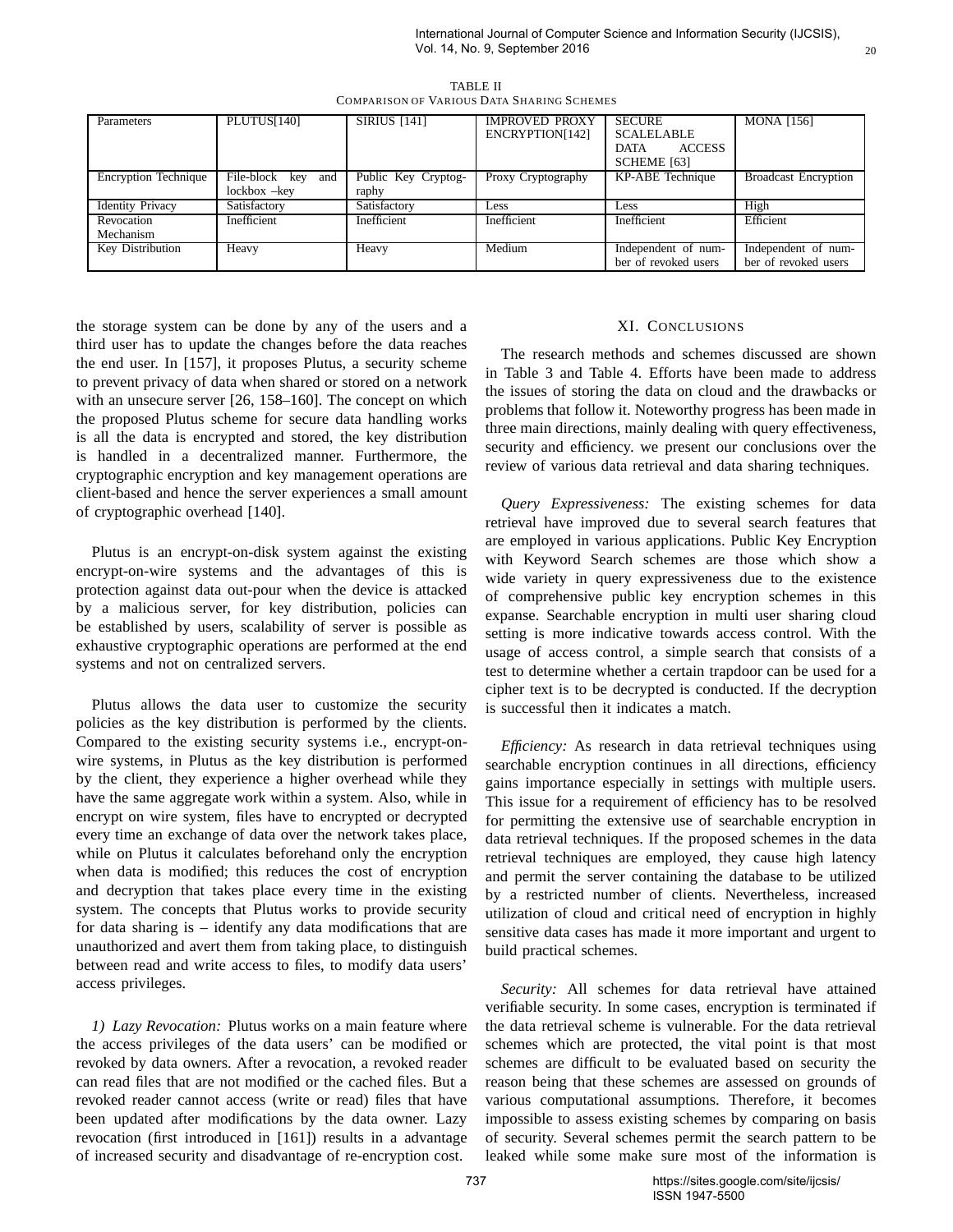TABLE II
COMPARISON OF VARIOUS DATA SHARING SCHEMES

| Parameters | PLUTUS[140] | SIRIUS [141] | IMPROVED PROXY ENCRYPTION[142] | SECURE SCALEABLE DATA ACCESS SCHEME [63] | MONA [156] |
|---|---|---|---|---|---|
| Encryption Technique | File-block key and lockbox –key | Public Key Cryptography | Proxy Cryptography | KP-ABE Technique | Broadcast Encryption |
| Identity Privacy | Satisfactory | Satisfactory | Less | Less | High |
| Revocation Mechanism | Inefficient | Inefficient | Inefficient | Inefficient | Efficient |
| Key Distribution | Heavy | Heavy | Medium | Independent of number of revoked users | Independent of number of revoked users |

the storage system can be done by any of the users and a third user has to update the changes before the data reaches the end user. In [157], it proposes Plutus, a security scheme to prevent privacy of data when shared or stored on a network with an unsecure server [26, 158–160]. The concept on which the proposed Plutus scheme for secure data handling works is all the data is encrypted and stored, the key distribution is handled in a decentralized manner. Furthermore, the cryptographic encryption and key management operations are client-based and hence the server experiences a small amount of cryptographic overhead [140].

Plutus is an encrypt-on-disk system against the existing encrypt-on-wire systems and the advantages of this is protection against data out-pour when the device is attacked by a malicious server, for key distribution, policies can be established by users, scalability of server is possible as exhaustive cryptographic operations are performed at the end systems and not on centralized servers.

Plutus allows the data user to customize the security policies as the key distribution is performed by the clients. Compared to the existing security systems i.e., encrypt-on-wire systems, in Plutus as the key distribution is performed by the client, they experience a higher overhead while they have the same aggregate work within a system. Also, while in encrypt on wire system, files have to encrypted or decrypted every time an exchange of data over the network takes place, while on Plutus it calculates beforehand only the encryption when data is modified; this reduces the cost of encryption and decryption that takes place every time in the existing system. The concepts that Plutus works to provide security for data sharing is – identify any data modifications that are unauthorized and avert them from taking place, to distinguish between read and write access to files, to modify data users' access privileges.

*1) Lazy Revocation:* Plutus works on a main feature where the access privileges of the data users' can be modified or revoked by data owners. After a revocation, a revoked reader can read files that are not modified or the cached files. But a revoked reader cannot access (write or read) files that have been updated after modifications by the data owner. Lazy revocation (first introduced in [161]) results in a advantage of increased security and disadvantage of re-encryption cost.

## XI. CONCLUSIONS

The research methods and schemes discussed are shown in Table 3 and Table 4. Efforts have been made to address the issues of storing the data on cloud and the drawbacks or problems that follow it. Noteworthy progress has been made in three main directions, mainly dealing with query effectiveness, security and efficiency. we present our conclusions over the review of various data retrieval and data sharing techniques.

*Query Expressiveness:* The existing schemes for data retrieval have improved due to several search features that are employed in various applications. Public Key Encryption with Keyword Search schemes are those which show a wide variety in query expressiveness due to the existence of comprehensive public key encryption schemes in this expanse. Searchable encryption in multi user sharing cloud setting is more indicative towards access control. With the usage of access control, a simple search that consists of a test to determine whether a certain trapdoor can be used for a cipher text is to be decrypted is conducted. If the decryption is successful then it indicates a match.

*Efficiency:* As research in data retrieval techniques using searchable encryption continues in all directions, efficiency gains importance especially in settings with multiple users. This issue for a requirement of efficiency has to be resolved for permitting the extensive use of searchable encryption in data retrieval techniques. If the proposed schemes in the data retrieval techniques are employed, they cause high latency and permit the server containing the database to be utilized by a restricted number of clients. Nevertheless, increased utilization of cloud and critical need of encryption in highly sensitive data cases has made it more important and urgent to build practical schemes.

*Security:* All schemes for data retrieval have attained verifiable security. In some cases, encryption is terminated if the data retrieval scheme is vulnerable. For the data retrieval schemes which are protected, the vital point is that most schemes are difficult to be evaluated based on security the reason being that these schemes are assessed on grounds of various computational assumptions. Therefore, it becomes impossible to assess existing schemes by comparing on basis of security. Several schemes permit the search pattern to be leaked while some make sure most of the information is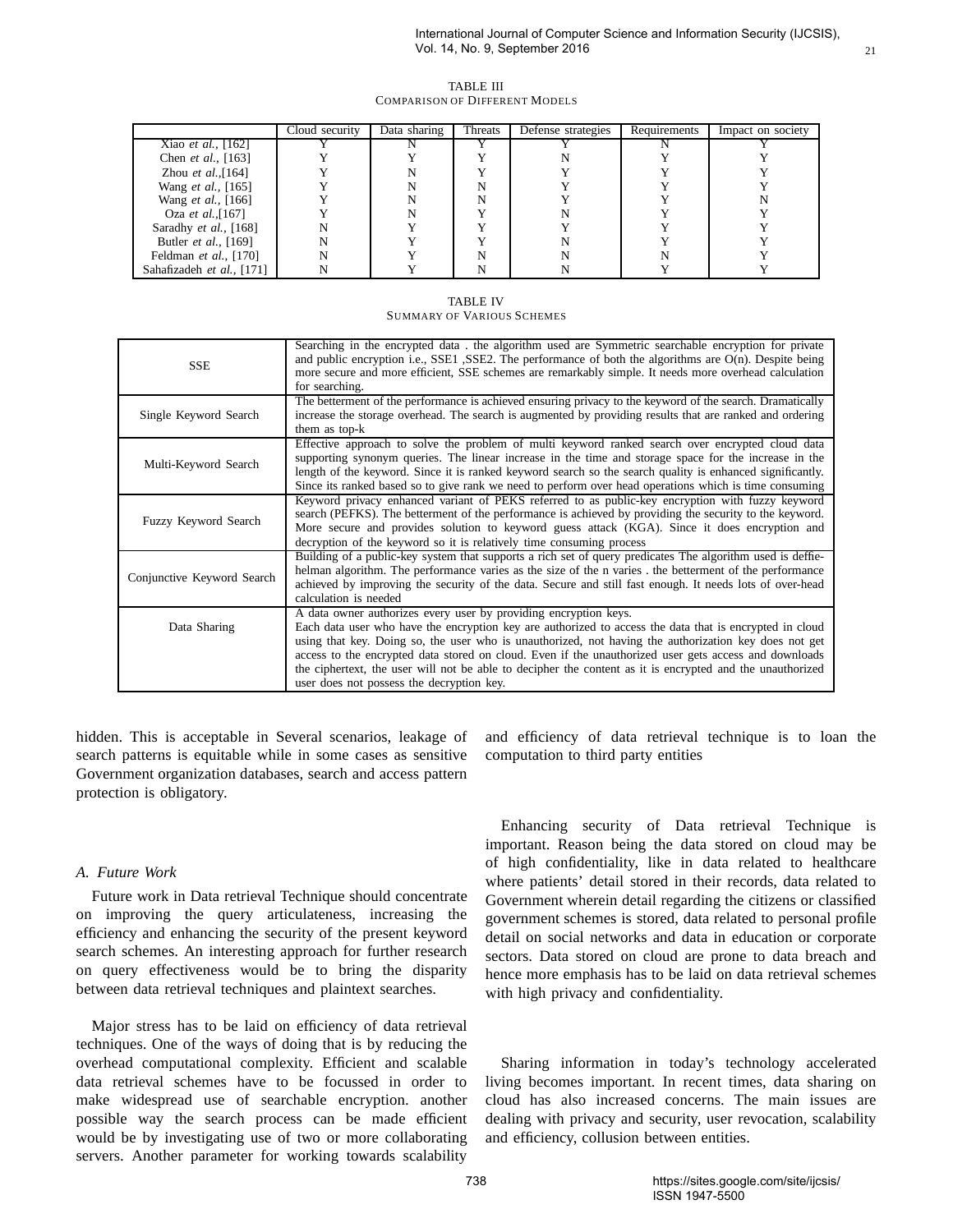TABLE III
COMPARISON OF DIFFERENT MODELS

| | Cloud security | Data sharing | Threats | Defense strategies | Requirements | Impact on society |
|---|---|---|---|---|---|---|
| Xiao *et al.*, [162] | Y | N | Y | Y | N | Y |
| Chen *et al.*, [163] | Y | Y | Y | N | Y | Y |
| Zhou *et al.*,[164] | Y | N | Y | Y | Y | Y |
| Wang *et al.*, [165] | Y | N | N | Y | Y | Y |
| Wang *et al.*, [166] | Y | N | N | Y | Y | N |
| Oza *et al.*,[167] | Y | N | Y | N | Y | Y |
| Saradhy *et al.*, [168] | N | Y | Y | Y | Y | Y |
| Butler *et al.*, [169] | N | Y | Y | N | Y | Y |
| Feldman *et al.*, [170] | N | Y | N | N | N | Y |
| Sahafizadeh *et al.*, [171] | N | Y | N | N | Y | Y |

TABLE IV
SUMMARY OF VARIOUS SCHEMES

| | |
|---|---|
| SSE | Searching in the encrypted data . the algorithm used are Symmetric searchable encryption for private and public encryption i.e., SSE1 ,SSE2. The performance of both the algorithms are O(n). Despite being more secure and more efficient, SSE schemes are remarkably simple. It needs more overhead calculation for searching. |
| Single Keyword Search | The betterment of the performance is achieved ensuring privacy to the keyword of the search. Dramatically increase the storage overhead. The search is augmented by providing results that are ranked and ordering them as top-k |
| Multi-Keyword Search | Effective approach to solve the problem of multi keyword ranked search over encrypted cloud data supporting synonym queries. The linear increase in the time and storage space for the increase in the length of the keyword. Since it is ranked keyword search so the search quality is enhanced significantly. Since its ranked based so to give rank we need to perform over head operations which is time consuming |
| Fuzzy Keyword Search | Keyword privacy enhanced variant of PEKS referred to as public-key encryption with fuzzy keyword search (PEFKS). The betterment of the performance is achieved by providing the security to the keyword. More secure and provides solution to keyword guess attack (KGA). Since it does encryption and decryption of the keyword so it is relatively time consuming process |
| Conjunctive Keyword Search | Building of a public-key system that supports a rich set of query predicates The algorithm used is deffie-helman algorithm. The performance varies as the size of the n varies . the betterment of the performance achieved by improving the security of the data. Secure and still fast enough. It needs lots of over-head calculation is needed |
| Data Sharing | A data owner authorizes every user by providing encryption keys. Each data user who have the encryption key are authorized to access the data that is encrypted in cloud using that key. Doing so, the user who is unauthorized, not having the authorization key does not get access to the encrypted data stored on cloud. Even if the unauthorized user gets access and downloads the ciphertext, the user will not be able to decipher the content as it is encrypted and the unauthorized user does not possess the decryption key. |

hidden. This is acceptable in Several scenarios, leakage of search patterns is equitable while in some cases as sensitive Government organization databases, search and access pattern protection is obligatory.

### A. Future Work

Future work in Data retrieval Technique should concentrate on improving the query articulateness, increasing the efficiency and enhancing the security of the present keyword search schemes. An interesting approach for further research on query effectiveness would be to bring the disparity between data retrieval techniques and plaintext searches.

Major stress has to be laid on efficiency of data retrieval techniques. One of the ways of doing that is by reducing the overhead computational complexity. Efficient and scalable data retrieval schemes have to be focussed in order to make widespread use of searchable encryption. another possible way the search process can be made efficient would be by investigating use of two or more collaborating servers. Another parameter for working towards scalability and efficiency of data retrieval technique is to loan the computation to third party entities

Enhancing security of Data retrieval Technique is important. Reason being the data stored on cloud may be of high confidentiality, like in data related to healthcare where patients' detail stored in their records, data related to Government wherein detail regarding the citizens or classified government schemes is stored, data related to personal profile detail on social networks and data in education or corporate sectors. Data stored on cloud are prone to data breach and hence more emphasis has to be laid on data retrieval schemes with high privacy and confidentiality.

Sharing information in today's technology accelerated living becomes important. In recent times, data sharing on cloud has also increased concerns. The main issues are dealing with privacy and security, user revocation, scalability and efficiency, collusion between entities.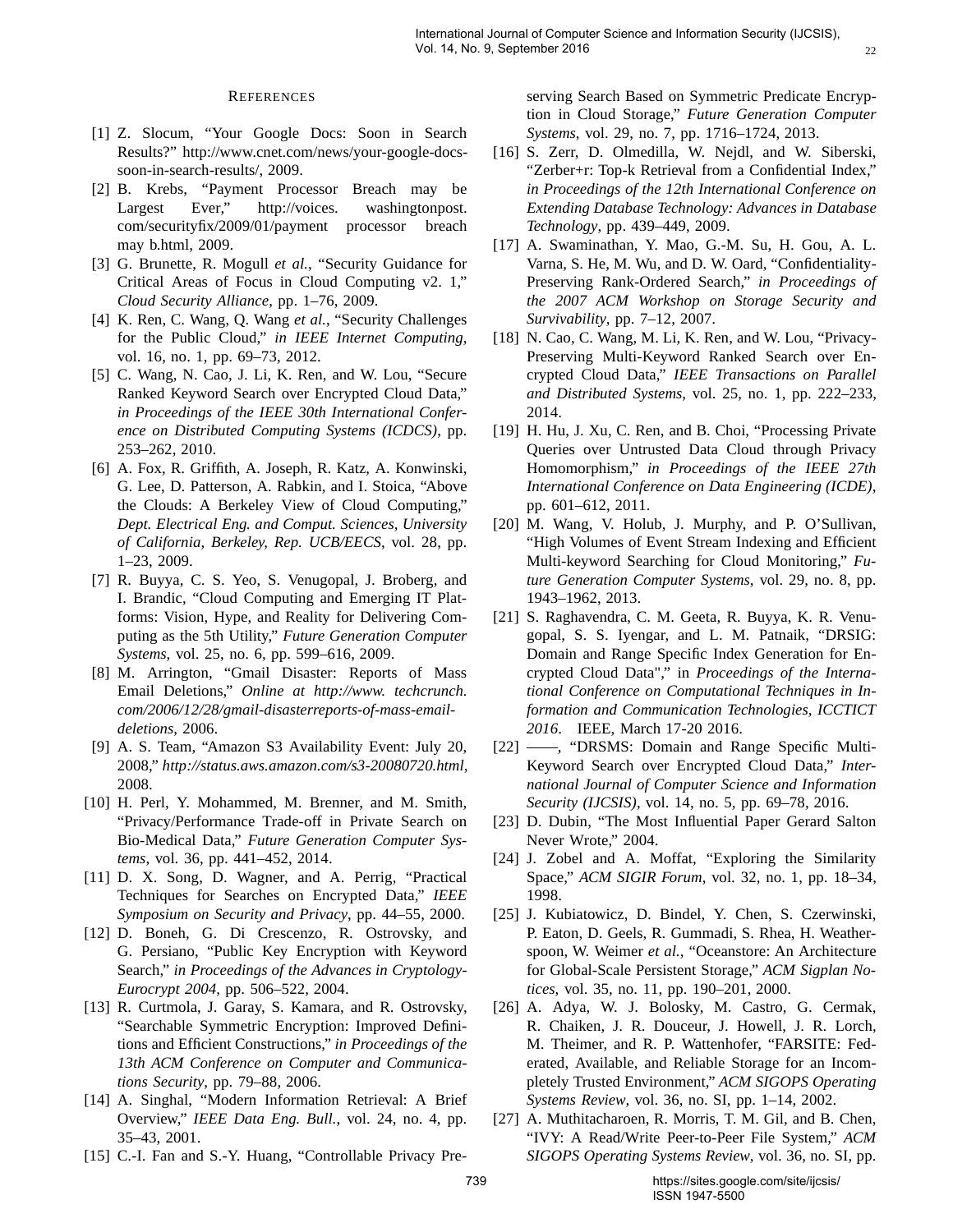## References

[1] Z. Slocum, "Your Google Docs: Soon in Search Results?" http://www.cnet.com/news/your-google-docs-soon-in-search-results/, 2009.

[2] B. Krebs, "Payment Processor Breach may be Largest Ever," http://voices. washingtonpost. com/securityfix/2009/01/payment processor breach may b.html, 2009.

[3] G. Brunette, R. Mogull *et al.*, "Security Guidance for Critical Areas of Focus in Cloud Computing v2. 1," *Cloud Security Alliance*, pp. 1–76, 2009.

[4] K. Ren, C. Wang, Q. Wang *et al.*, "Security Challenges for the Public Cloud," *in IEEE Internet Computing*, vol. 16, no. 1, pp. 69–73, 2012.

[5] C. Wang, N. Cao, J. Li, K. Ren, and W. Lou, "Secure Ranked Keyword Search over Encrypted Cloud Data," *in Proceedings of the IEEE 30th International Conference on Distributed Computing Systems (ICDCS)*, pp. 253–262, 2010.

[6] A. Fox, R. Griffith, A. Joseph, R. Katz, A. Konwinski, G. Lee, D. Patterson, A. Rabkin, and I. Stoica, "Above the Clouds: A Berkeley View of Cloud Computing," *Dept. Electrical Eng. and Comput. Sciences, University of California, Berkeley, Rep. UCB/EECS*, vol. 28, pp. 1–23, 2009.

[7] R. Buyya, C. S. Yeo, S. Venugopal, J. Broberg, and I. Brandic, "Cloud Computing and Emerging IT Platforms: Vision, Hype, and Reality for Delivering Computing as the 5th Utility," *Future Generation Computer Systems*, vol. 25, no. 6, pp. 599–616, 2009.

[8] M. Arrington, "Gmail Disaster: Reports of Mass Email Deletions," *Online at http://www. techcrunch. com/2006/12/28/gmail-disasterreports-of-mass-email-deletions*, 2006.

[9] A. S. Team, "Amazon S3 Availability Event: July 20, 2008," *http://status.aws.amazon.com/s3-20080720.html*, 2008.

[10] H. Perl, Y. Mohammed, M. Brenner, and M. Smith, "Privacy/Performance Trade-off in Private Search on Bio-Medical Data," *Future Generation Computer Systems*, vol. 36, pp. 441–452, 2014.

[11] D. X. Song, D. Wagner, and A. Perrig, "Practical Techniques for Searches on Encrypted Data," *IEEE Symposium on Security and Privacy*, pp. 44–55, 2000.

[12] D. Boneh, G. Di Crescenzo, R. Ostrovsky, and G. Persiano, "Public Key Encryption with Keyword Search," *in Proceedings of the Advances in Cryptology-Eurocrypt 2004*, pp. 506–522, 2004.

[13] R. Curtmola, J. Garay, S. Kamara, and R. Ostrovsky, "Searchable Symmetric Encryption: Improved Definitions and Efficient Constructions," *in Proceedings of the 13th ACM Conference on Computer and Communications Security*, pp. 79–88, 2006.

[14] A. Singhal, "Modern Information Retrieval: A Brief Overview," *IEEE Data Eng. Bull.*, vol. 24, no. 4, pp. 35–43, 2001.

[15] C.-I. Fan and S.-Y. Huang, "Controllable Privacy Preserving Search Based on Symmetric Predicate Encryption in Cloud Storage," *Future Generation Computer Systems*, vol. 29, no. 7, pp. 1716–1724, 2013.

[16] S. Zerr, D. Olmedilla, W. Nejdl, and W. Siberski, "Zerber+r: Top-k Retrieval from a Confidential Index," *in Proceedings of the 12th International Conference on Extending Database Technology: Advances in Database Technology*, pp. 439–449, 2009.

[17] A. Swaminathan, Y. Mao, G.-M. Su, H. Gou, A. L. Varna, S. He, M. Wu, and D. W. Oard, "Confidentiality-Preserving Rank-Ordered Search," *in Proceedings of the 2007 ACM Workshop on Storage Security and Survivability*, pp. 7–12, 2007.

[18] N. Cao, C. Wang, M. Li, K. Ren, and W. Lou, "Privacy-Preserving Multi-Keyword Ranked Search over Encrypted Cloud Data," *IEEE Transactions on Parallel and Distributed Systems*, vol. 25, no. 1, pp. 222–233, 2014.

[19] H. Hu, J. Xu, C. Ren, and B. Choi, "Processing Private Queries over Untrusted Data Cloud through Privacy Homomorphism," *in Proceedings of the IEEE 27th International Conference on Data Engineering (ICDE)*, pp. 601–612, 2011.

[20] M. Wang, V. Holub, J. Murphy, and P. O'Sullivan, "High Volumes of Event Stream Indexing and Efficient Multi-keyword Searching for Cloud Monitoring," *Future Generation Computer Systems*, vol. 29, no. 8, pp. 1943–1962, 2013.

[21] S. Raghavendra, C. M. Geeta, R. Buyya, K. R. Venugopal, S. S. Iyengar, and L. M. Patnaik, "DRSIG: Domain and Range Specific Index Generation for Encrypted Cloud Data"," in *Proceedings of the International Conference on Computational Techniques in Information and Communication Technologies, ICCTICT 2016*. IEEE, March 17-20 2016.

[22] ——, "DRSMS: Domain and Range Specific Multi-Keyword Search over Encrypted Cloud Data," *International Journal of Computer Science and Information Security (IJCSIS)*, vol. 14, no. 5, pp. 69–78, 2016.

[23] D. Dubin, "The Most Influential Paper Gerard Salton Never Wrote," 2004.

[24] J. Zobel and A. Moffat, "Exploring the Similarity Space," *ACM SIGIR Forum*, vol. 32, no. 1, pp. 18–34, 1998.

[25] J. Kubiatowicz, D. Bindel, Y. Chen, S. Czerwinski, P. Eaton, D. Geels, R. Gummadi, S. Rhea, H. Weatherspoon, W. Weimer *et al.*, "Oceanstore: An Architecture for Global-Scale Persistent Storage," *ACM Sigplan Notices*, vol. 35, no. 11, pp. 190–201, 2000.

[26] A. Adya, W. J. Bolosky, M. Castro, G. Cermak, R. Chaiken, J. R. Douceur, J. Howell, J. R. Lorch, M. Theimer, and R. P. Wattenhofer, "FARSITE: Federated, Available, and Reliable Storage for an Incompletely Trusted Environment," *ACM SIGOPS Operating Systems Review*, vol. 36, no. SI, pp. 1–14, 2002.

[27] A. Muthitacharoen, R. Morris, T. M. Gil, and B. Chen, "IVY: A Read/Write Peer-to-Peer File System," *ACM SIGOPS Operating Systems Review*, vol. 36, no. SI, pp.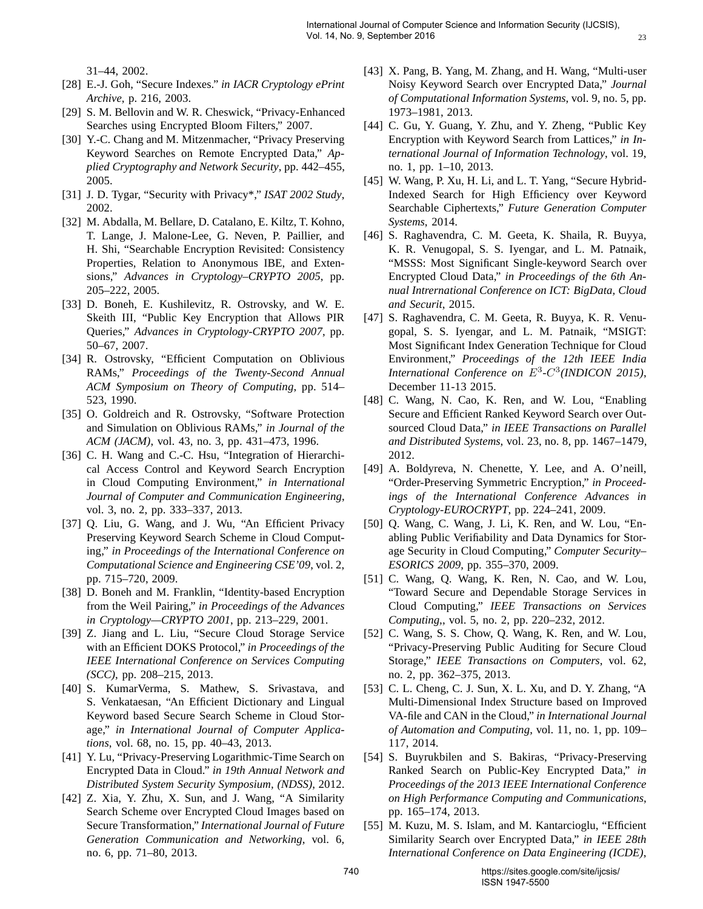31–44, 2002.

[28] E.-J. Goh, “Secure Indexes.” *in IACR Cryptology ePrint Archive*, p. 216, 2003.

[29] S. M. Bellovin and W. R. Cheswick, “Privacy-Enhanced Searches using Encrypted Bloom Filters,” 2007.

[30] Y.-C. Chang and M. Mitzenmacher, “Privacy Preserving Keyword Searches on Remote Encrypted Data,” *Applied Cryptography and Network Security*, pp. 442–455, 2005.

[31] J. D. Tygar, “Security with Privacy*,” *ISAT 2002 Study*, 2002.

[32] M. Abdalla, M. Bellare, D. Catalano, E. Kiltz, T. Kohno, T. Lange, J. Malone-Lee, G. Neven, P. Paillier, and H. Shi, “Searchable Encryption Revisited: Consistency Properties, Relation to Anonymous IBE, and Extensions,” *Advances in Cryptology–CRYPTO 2005*, pp. 205–222, 2005.

[33] D. Boneh, E. Kushilevitz, R. Ostrovsky, and W. E. Skeith III, “Public Key Encryption that Allows PIR Queries,” *Advances in Cryptology-CRYPTO 2007*, pp. 50–67, 2007.

[34] R. Ostrovsky, “Efficient Computation on Oblivious RAMs,” *Proceedings of the Twenty-Second Annual ACM Symposium on Theory of Computing*, pp. 514–523, 1990.

[35] O. Goldreich and R. Ostrovsky, “Software Protection and Simulation on Oblivious RAMs,” *in Journal of the ACM (JACM)*, vol. 43, no. 3, pp. 431–473, 1996.

[36] C. H. Wang and C.-C. Hsu, “Integration of Hierarchical Access Control and Keyword Search Encryption in Cloud Computing Environment,” *in International Journal of Computer and Communication Engineering*, vol. 3, no. 2, pp. 333–337, 2013.

[37] Q. Liu, G. Wang, and J. Wu, “An Efficient Privacy Preserving Keyword Search Scheme in Cloud Computing,” *in Proceedings of the International Conference on Computational Science and Engineering CSE’09*, vol. 2, pp. 715–720, 2009.

[38] D. Boneh and M. Franklin, “Identity-based Encryption from the Weil Pairing,” *in Proceedings of the Advances in Cryptology—CRYPTO 2001*, pp. 213–229, 2001.

[39] Z. Jiang and L. Liu, “Secure Cloud Storage Service with an Efficient DOKS Protocol,” *in Proceedings of the IEEE International Conference on Services Computing (SCC)*, pp. 208–215, 2013.

[40] S. KumarVerma, S. Mathew, S. Srivastava, and S. Venkataesan, “An Efficient Dictionary and Lingual Keyword based Secure Search Scheme in Cloud Storage,” *in International Journal of Computer Applications*, vol. 68, no. 15, pp. 40–43, 2013.

[41] Y. Lu, “Privacy-Preserving Logarithmic-Time Search on Encrypted Data in Cloud.” *in 19th Annual Network and Distributed System Security Symposium, (NDSS)*, 2012.

[42] Z. Xia, Y. Zhu, X. Sun, and J. Wang, “A Similarity Search Scheme over Encrypted Cloud Images based on Secure Transformation,” *International Journal of Future Generation Communication and Networking*, vol. 6, no. 6, pp. 71–80, 2013.

[43] X. Pang, B. Yang, M. Zhang, and H. Wang, “Multi-user Noisy Keyword Search over Encrypted Data,” *Journal of Computational Information Systems*, vol. 9, no. 5, pp. 1973–1981, 2013.

[44] C. Gu, Y. Guang, Y. Zhu, and Y. Zheng, “Public Key Encryption with Keyword Search from Lattices,” *in International Journal of Information Technology*, vol. 19, no. 1, pp. 1–10, 2013.

[45] W. Wang, P. Xu, H. Li, and L. T. Yang, “Secure Hybrid-Indexed Search for High Efficiency over Keyword Searchable Ciphertexts,” *Future Generation Computer Systems*, 2014.

[46] S. Raghavendra, C. M. Geeta, K. Shaila, R. Buyya, K. R. Venugopal, S. S. Iyengar, and L. M. Patnaik, “MSSS: Most Significant Single-keyword Search over Encrypted Cloud Data,” *in Proceedings of the 6th Annual Intrernational Conference on ICT: BigData, Cloud and Securit*, 2015.

[47] S. Raghavendra, C. M. Geeta, R. Buyya, K. R. Venugopal, S. S. Iyengar, and L. M. Patnaik, “MSIGT: Most Significant Index Generation Technique for Cloud Environment,” *Proceedings of the 12th IEEE India International Conference on $E^3$-$C^3$(INDICON 2015)*, December 11-13 2015.

[48] C. Wang, N. Cao, K. Ren, and W. Lou, “Enabling Secure and Efficient Ranked Keyword Search over Outsourced Cloud Data,” *in IEEE Transactions on Parallel and Distributed Systems*, vol. 23, no. 8, pp. 1467–1479, 2012.

[49] A. Boldyreva, N. Chenette, Y. Lee, and A. O’neill, “Order-Preserving Symmetric Encryption,” *in Proceedings of the International Conference Advances in Cryptology-EUROCRYPT*, pp. 224–241, 2009.

[50] Q. Wang, C. Wang, J. Li, K. Ren, and W. Lou, “Enabling Public Verifiability and Data Dynamics for Storage Security in Cloud Computing,” *Computer Security–ESORICS 2009*, pp. 355–370, 2009.

[51] C. Wang, Q. Wang, K. Ren, N. Cao, and W. Lou, “Toward Secure and Dependable Storage Services in Cloud Computing,” *IEEE Transactions on Services Computing,*, vol. 5, no. 2, pp. 220–232, 2012.

[52] C. Wang, S. S. Chow, Q. Wang, K. Ren, and W. Lou, “Privacy-Preserving Public Auditing for Secure Cloud Storage,” *IEEE Transactions on Computers*, vol. 62, no. 2, pp. 362–375, 2013.

[53] C. L. Cheng, C. J. Sun, X. L. Xu, and D. Y. Zhang, “A Multi-Dimensional Index Structure based on Improved VA-file and CAN in the Cloud,” *in International Journal of Automation and Computing*, vol. 11, no. 1, pp. 109–117, 2014.

[54] S. Buyrukbilen and S. Bakiras, “Privacy-Preserving Ranked Search on Public-Key Encrypted Data,” *in Proceedings of the 2013 IEEE International Conference on High Performance Computing and Communications*, pp. 165–174, 2013.

[55] M. Kuzu, M. S. Islam, and M. Kantarcioglu, “Efficient Similarity Search over Encrypted Data,” *in IEEE 28th International Conference on Data Engineering (ICDE)*,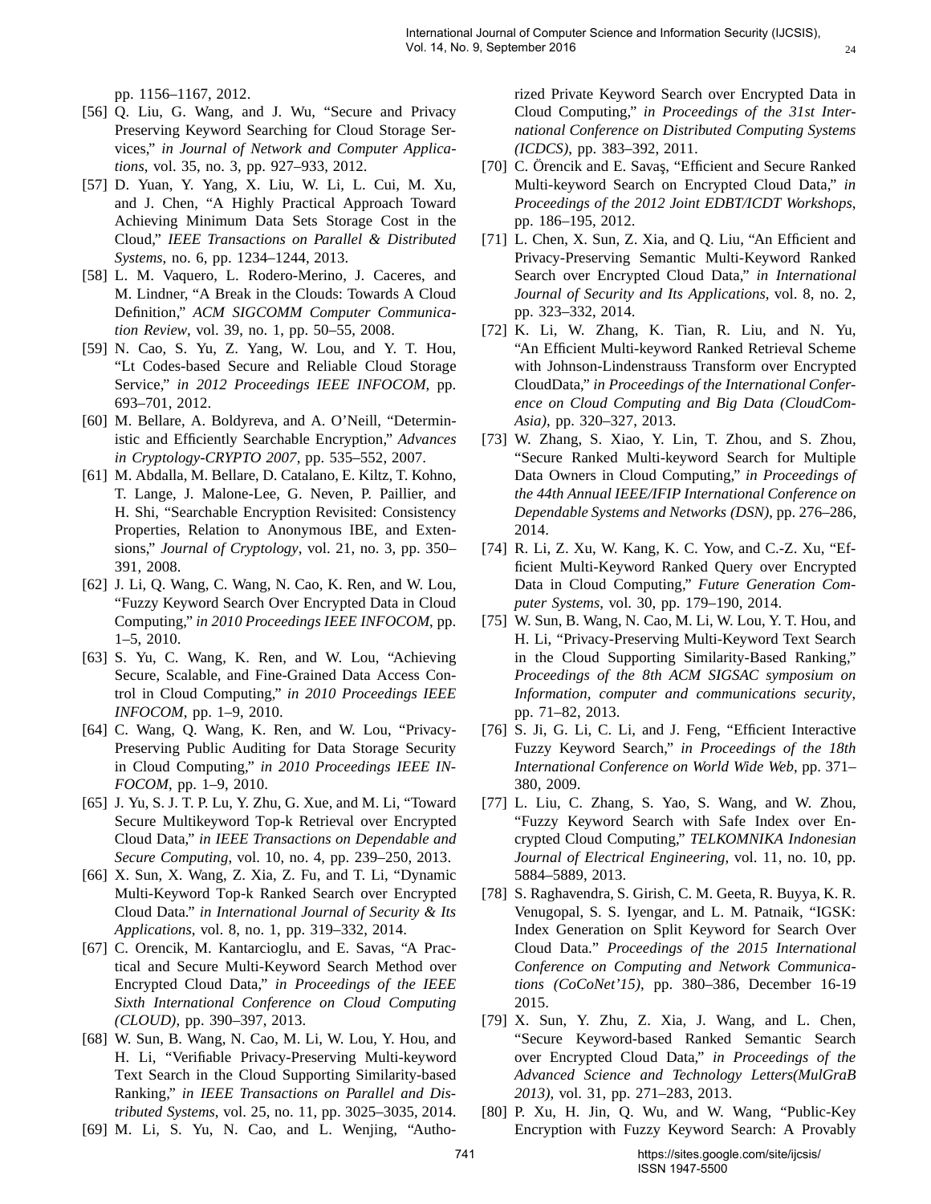pp. 1156–1167, 2012.

[56] Q. Liu, G. Wang, and J. Wu, "Secure and Privacy Preserving Keyword Searching for Cloud Storage Services," *in Journal of Network and Computer Applications*, vol. 35, no. 3, pp. 927–933, 2012.

[57] D. Yuan, Y. Yang, X. Liu, W. Li, L. Cui, M. Xu, and J. Chen, "A Highly Practical Approach Toward Achieving Minimum Data Sets Storage Cost in the Cloud," *IEEE Transactions on Parallel & Distributed Systems*, no. 6, pp. 1234–1244, 2013.

[58] L. M. Vaquero, L. Rodero-Merino, J. Caceres, and M. Lindner, "A Break in the Clouds: Towards A Cloud Definition," *ACM SIGCOMM Computer Communication Review*, vol. 39, no. 1, pp. 50–55, 2008.

[59] N. Cao, S. Yu, Z. Yang, W. Lou, and Y. T. Hou, "Lt Codes-based Secure and Reliable Cloud Storage Service," *in 2012 Proceedings IEEE INFOCOM*, pp. 693–701, 2012.

[60] M. Bellare, A. Boldyreva, and A. O'Neill, "Deterministic and Efficiently Searchable Encryption," *Advances in Cryptology-CRYPTO 2007*, pp. 535–552, 2007.

[61] M. Abdalla, M. Bellare, D. Catalano, E. Kiltz, T. Kohno, T. Lange, J. Malone-Lee, G. Neven, P. Paillier, and H. Shi, "Searchable Encryption Revisited: Consistency Properties, Relation to Anonymous IBE, and Extensions," *Journal of Cryptology*, vol. 21, no. 3, pp. 350–391, 2008.

[62] J. Li, Q. Wang, C. Wang, N. Cao, K. Ren, and W. Lou, "Fuzzy Keyword Search Over Encrypted Data in Cloud Computing," *in 2010 Proceedings IEEE INFOCOM*, pp. 1–5, 2010.

[63] S. Yu, C. Wang, K. Ren, and W. Lou, "Achieving Secure, Scalable, and Fine-Grained Data Access Control in Cloud Computing," *in 2010 Proceedings IEEE INFOCOM*, pp. 1–9, 2010.

[64] C. Wang, Q. Wang, K. Ren, and W. Lou, "Privacy-Preserving Public Auditing for Data Storage Security in Cloud Computing," *in 2010 Proceedings IEEE INFOCOM*, pp. 1–9, 2010.

[65] J. Yu, S. J. T. P. Lu, Y. Zhu, G. Xue, and M. Li, "Toward Secure Multikeyword Top-k Retrieval over Encrypted Cloud Data," *in IEEE Transactions on Dependable and Secure Computing*, vol. 10, no. 4, pp. 239–250, 2013.

[66] X. Sun, X. Wang, Z. Xia, Z. Fu, and T. Li, "Dynamic Multi-Keyword Top-k Ranked Search over Encrypted Cloud Data." *in International Journal of Security & Its Applications*, vol. 8, no. 1, pp. 319–332, 2014.

[67] C. Orencik, M. Kantarcioglu, and E. Savas, "A Practical and Secure Multi-Keyword Search Method over Encrypted Cloud Data," *in Proceedings of the IEEE Sixth International Conference on Cloud Computing (CLOUD)*, pp. 390–397, 2013.

[68] W. Sun, B. Wang, N. Cao, M. Li, W. Lou, Y. Hou, and H. Li, "Verifiable Privacy-Preserving Multi-keyword Text Search in the Cloud Supporting Similarity-based Ranking," *in IEEE Transactions on Parallel and Distributed Systems*, vol. 25, no. 11, pp. 3025–3035, 2014.

[69] M. Li, S. Yu, N. Cao, and L. Wenjing, "Authorized Private Keyword Search over Encrypted Data in Cloud Computing," *in Proceedings of the 31st International Conference on Distributed Computing Systems (ICDCS)*, pp. 383–392, 2011.

[70] C. Örencik and E. Savaş, "Efficient and Secure Ranked Multi-keyword Search on Encrypted Cloud Data," *in Proceedings of the 2012 Joint EDBT/ICDT Workshops*, pp. 186–195, 2012.

[71] L. Chen, X. Sun, Z. Xia, and Q. Liu, "An Efficient and Privacy-Preserving Semantic Multi-Keyword Ranked Search over Encrypted Cloud Data," *in International Journal of Security and Its Applications*, vol. 8, no. 2, pp. 323–332, 2014.

[72] K. Li, W. Zhang, K. Tian, R. Liu, and N. Yu, "An Efficient Multi-keyword Ranked Retrieval Scheme with Johnson-Lindenstrauss Transform over Encrypted CloudData," *in Proceedings of the International Conference on Cloud Computing and Big Data (CloudCom-Asia)*, pp. 320–327, 2013.

[73] W. Zhang, S. Xiao, Y. Lin, T. Zhou, and S. Zhou, "Secure Ranked Multi-keyword Search for Multiple Data Owners in Cloud Computing," *in Proceedings of the 44th Annual IEEE/IFIP International Conference on Dependable Systems and Networks (DSN)*, pp. 276–286, 2014.

[74] R. Li, Z. Xu, W. Kang, K. C. Yow, and C.-Z. Xu, "Efficient Multi-Keyword Ranked Query over Encrypted Data in Cloud Computing," *Future Generation Computer Systems*, vol. 30, pp. 179–190, 2014.

[75] W. Sun, B. Wang, N. Cao, M. Li, W. Lou, Y. T. Hou, and H. Li, "Privacy-Preserving Multi-Keyword Text Search in the Cloud Supporting Similarity-Based Ranking," *Proceedings of the 8th ACM SIGSAC symposium on Information, computer and communications security*, pp. 71–82, 2013.

[76] S. Ji, G. Li, C. Li, and J. Feng, "Efficient Interactive Fuzzy Keyword Search," *in Proceedings of the 18th International Conference on World Wide Web*, pp. 371–380, 2009.

[77] L. Liu, C. Zhang, S. Yao, S. Wang, and W. Zhou, "Fuzzy Keyword Search with Safe Index over Encrypted Cloud Computing," *TELKOMNIKA Indonesian Journal of Electrical Engineering*, vol. 11, no. 10, pp. 5884–5889, 2013.

[78] S. Raghavendra, S. Girish, C. M. Geeta, R. Buyya, K. R. Venugopal, S. S. Iyengar, and L. M. Patnaik, "IGSK: Index Generation on Split Keyword for Search Over Cloud Data." *Proceedings of the 2015 International Conference on Computing and Network Communications (CoCoNet'15)*, pp. 380–386, December 16-19 2015.

[79] X. Sun, Y. Zhu, Z. Xia, J. Wang, and L. Chen, "Secure Keyword-based Ranked Semantic Search over Encrypted Cloud Data," *in Proceedings of the Advanced Science and Technology Letters(MulGraB 2013)*, vol. 31, pp. 271–283, 2013.

[80] P. Xu, H. Jin, Q. Wu, and W. Wang, "Public-Key Encryption with Fuzzy Keyword Search: A Provably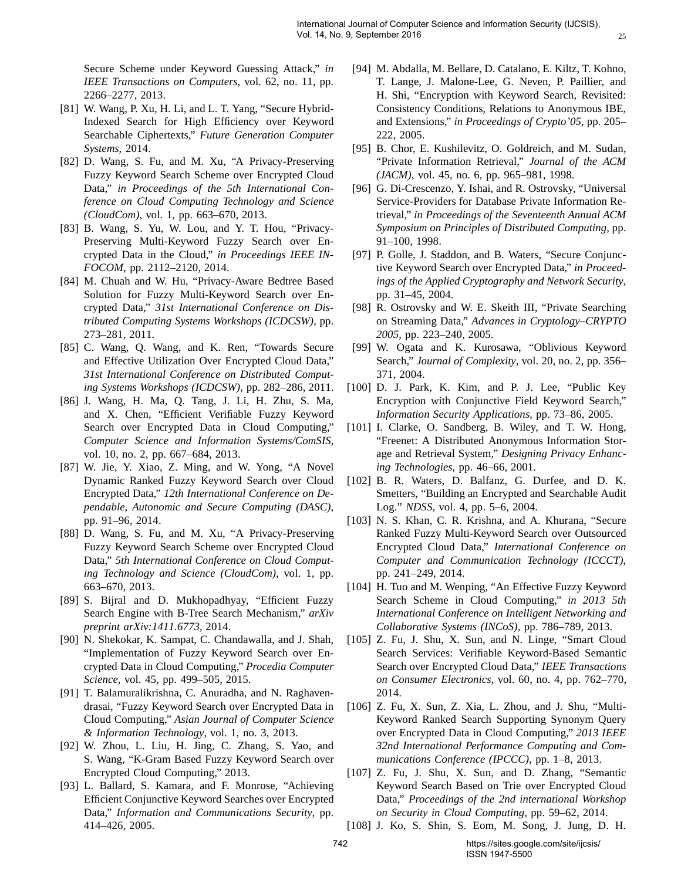Secure Scheme under Keyword Guessing Attack," *in IEEE Transactions on Computers*, vol. 62, no. 11, pp. 2266–2277, 2013.

[81] W. Wang, P. Xu, H. Li, and L. T. Yang, "Secure Hybrid-Indexed Search for High Efficiency over Keyword Searchable Ciphertexts," *Future Generation Computer Systems*, 2014.

[82] D. Wang, S. Fu, and M. Xu, "A Privacy-Preserving Fuzzy Keyword Search Scheme over Encrypted Cloud Data," *in Proceedings of the 5th International Conference on Cloud Computing Technology and Science (CloudCom)*, vol. 1, pp. 663–670, 2013.

[83] B. Wang, S. Yu, W. Lou, and Y. T. Hou, "Privacy-Preserving Multi-Keyword Fuzzy Search over Encrypted Data in the Cloud," *in Proceedings IEEE INFOCOM*, pp. 2112–2120, 2014.

[84] M. Chuah and W. Hu, "Privacy-Aware Bedtree Based Solution for Fuzzy Multi-Keyword Search over Encrypted Data," *31st International Conference on Distributed Computing Systems Workshops (ICDCSW)*, pp. 273–281, 2011.

[85] C. Wang, Q. Wang, and K. Ren, "Towards Secure and Effective Utilization Over Encrypted Cloud Data," *31st International Conference on Distributed Computing Systems Workshops (ICDCSW)*, pp. 282–286, 2011.

[86] J. Wang, H. Ma, Q. Tang, J. Li, H. Zhu, S. Ma, and X. Chen, "Efficient Verifiable Fuzzy Keyword Search over Encrypted Data in Cloud Computing," *Computer Science and Information Systems/ComSIS*, vol. 10, no. 2, pp. 667–684, 2013.

[87] W. Jie, Y. Xiao, Z. Ming, and W. Yong, "A Novel Dynamic Ranked Fuzzy Keyword Search over Cloud Encrypted Data," *12th International Conference on Dependable, Autonomic and Secure Computing (DASC)*, pp. 91–96, 2014.

[88] D. Wang, S. Fu, and M. Xu, "A Privacy-Preserving Fuzzy Keyword Search Scheme over Encrypted Cloud Data," *5th International Conference on Cloud Computing Technology and Science (CloudCom)*, vol. 1, pp. 663–670, 2013.

[89] S. Bijral and D. Mukhopadhyay, "Efficient Fuzzy Search Engine with B-Tree Search Mechanism," *arXiv preprint arXiv:1411.6773*, 2014.

[90] N. Shekokar, K. Sampat, C. Chandawalla, and J. Shah, "Implementation of Fuzzy Keyword Search over Encrypted Data in Cloud Computing," *Procedia Computer Science*, vol. 45, pp. 499–505, 2015.

[91] T. Balamuralikrishna, C. Anuradha, and N. Raghavendrasai, "Fuzzy Keyword Search over Encrypted Data in Cloud Computing," *Asian Journal of Computer Science & Information Technology*, vol. 1, no. 3, 2013.

[92] W. Zhou, L. Liu, H. Jing, C. Zhang, S. Yao, and S. Wang, "K-Gram Based Fuzzy Keyword Search over Encrypted Cloud Computing," 2013.

[93] L. Ballard, S. Kamara, and F. Monrose, "Achieving Efficient Conjunctive Keyword Searches over Encrypted Data," *Information and Communications Security*, pp. 414–426, 2005.

[94] M. Abdalla, M. Bellare, D. Catalano, E. Kiltz, T. Kohno, T. Lange, J. Malone-Lee, G. Neven, P. Paillier, and H. Shi, "Encryption with Keyword Search, Revisited: Consistency Conditions, Relations to Anonymous IBE, and Extensions," *in Proceedings of Crypto'05*, pp. 205–222, 2005.

[95] B. Chor, E. Kushilevitz, O. Goldreich, and M. Sudan, "Private Information Retrieval," *Journal of the ACM (JACM)*, vol. 45, no. 6, pp. 965–981, 1998.

[96] G. Di-Crescenzo, Y. Ishai, and R. Ostrovsky, "Universal Service-Providers for Database Private Information Retrieval," *in Proceedings of the Seventeenth Annual ACM Symposium on Principles of Distributed Computing*, pp. 91–100, 1998.

[97] P. Golle, J. Staddon, and B. Waters, "Secure Conjunctive Keyword Search over Encrypted Data," *in Proceedings of the Applied Cryptography and Network Security*, pp. 31–45, 2004.

[98] R. Ostrovsky and W. E. Skeith III, "Private Searching on Streaming Data," *Advances in Cryptology–CRYPTO 2005*, pp. 223–240, 2005.

[99] W. Ogata and K. Kurosawa, "Oblivious Keyword Search," *Journal of Complexity*, vol. 20, no. 2, pp. 356–371, 2004.

[100] D. J. Park, K. Kim, and P. J. Lee, "Public Key Encryption with Conjunctive Field Keyword Search," *Information Security Applications*, pp. 73–86, 2005.

[101] I. Clarke, O. Sandberg, B. Wiley, and T. W. Hong, "Freenet: A Distributed Anonymous Information Storage and Retrieval System," *Designing Privacy Enhancing Technologies*, pp. 46–66, 2001.

[102] B. R. Waters, D. Balfanz, G. Durfee, and D. K. Smetters, "Building an Encrypted and Searchable Audit Log." *NDSS*, vol. 4, pp. 5–6, 2004.

[103] N. S. Khan, C. R. Krishna, and A. Khurana, "Secure Ranked Fuzzy Multi-Keyword Search over Outsourced Encrypted Cloud Data," *International Conference on Computer and Communication Technology (ICCCT)*, pp. 241–249, 2014.

[104] H. Tuo and M. Wenping, "An Effective Fuzzy Keyword Search Scheme in Cloud Computing," *in 2013 5th International Conference on Intelligent Networking and Collaborative Systems (INCoS)*, pp. 786–789, 2013.

[105] Z. Fu, J. Shu, X. Sun, and N. Linge, "Smart Cloud Search Services: Verifiable Keyword-Based Semantic Search over Encrypted Cloud Data," *IEEE Transactions on Consumer Electronics*, vol. 60, no. 4, pp. 762–770, 2014.

[106] Z. Fu, X. Sun, Z. Xia, L. Zhou, and J. Shu, "Multi-Keyword Ranked Search Supporting Synonym Query over Encrypted Data in Cloud Computing," *2013 IEEE 32nd International Performance Computing and Communications Conference (IPCCC)*, pp. 1–8, 2013.

[107] Z. Fu, J. Shu, X. Sun, and D. Zhang, "Semantic Keyword Search Based on Trie over Encrypted Cloud Data," *Proceedings of the 2nd international Workshop on Security in Cloud Computing*, pp. 59–62, 2014.

[108] J. Ko, S. Shin, S. Eom, M. Song, J. Jung, D. H.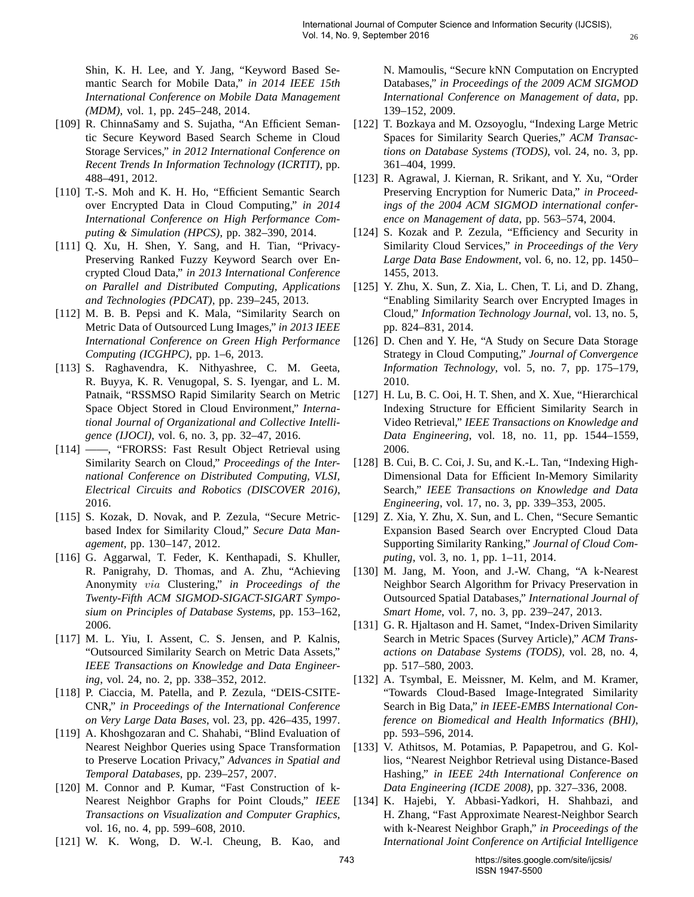Shin, K. H. Lee, and Y. Jang, "Keyword Based Semantic Search for Mobile Data," *in 2014 IEEE 15th International Conference on Mobile Data Management (MDM)*, vol. 1, pp. 245–248, 2014.

[109] R. ChinnaSamy and S. Sujatha, "An Efficient Semantic Secure Keyword Based Search Scheme in Cloud Storage Services," *in 2012 International Conference on Recent Trends In Information Technology (ICRTIT)*, pp. 488–491, 2012.

[110] T.-S. Moh and K. H. Ho, "Efficient Semantic Search over Encrypted Data in Cloud Computing," *in 2014 International Conference on High Performance Computing & Simulation (HPCS)*, pp. 382–390, 2014.

[111] Q. Xu, H. Shen, Y. Sang, and H. Tian, "Privacy-Preserving Ranked Fuzzy Keyword Search over Encrypted Cloud Data," *in 2013 International Conference on Parallel and Distributed Computing, Applications and Technologies (PDCAT)*, pp. 239–245, 2013.

[112] M. B. B. Pepsi and K. Mala, "Similarity Search on Metric Data of Outsourced Lung Images," *in 2013 IEEE International Conference on Green High Performance Computing (ICGHPC)*, pp. 1–6, 2013.

[113] S. Raghavendra, K. Nithyashree, C. M. Geeta, R. Buyya, K. R. Venugopal, S. S. Iyengar, and L. M. Patnaik, "RSSMSO Rapid Similarity Search on Metric Space Object Stored in Cloud Environment," *International Journal of Organizational and Collective Intelligence (IJOCI)*, vol. 6, no. 3, pp. 32–47, 2016.

[114] ——, "FRORSS: Fast Result Object Retrieval using Similarity Search on Cloud," *Proceedings of the International Conference on Distributed Computing, VLSI, Electrical Circuits and Robotics (DISCOVER 2016)*, 2016.

[115] S. Kozak, D. Novak, and P. Zezula, "Secure Metric-based Index for Similarity Cloud," *Secure Data Management*, pp. 130–147, 2012.

[116] G. Aggarwal, T. Feder, K. Kenthapadi, S. Khuller, R. Panigrahy, D. Thomas, and A. Zhu, "Achieving Anonymity $via$ Clustering," *in Proceedings of the Twenty-Fifth ACM SIGMOD-SIGACT-SIGART Symposium on Principles of Database Systems*, pp. 153–162, 2006.

[117] M. L. Yiu, I. Assent, C. S. Jensen, and P. Kalnis, "Outsourced Similarity Search on Metric Data Assets," *IEEE Transactions on Knowledge and Data Engineering*, vol. 24, no. 2, pp. 338–352, 2012.

[118] P. Ciaccia, M. Patella, and P. Zezula, "DEIS-CSITE-CNR," *in Proceedings of the International Conference on Very Large Data Bases*, vol. 23, pp. 426–435, 1997.

[119] A. Khoshgozaran and C. Shahabi, "Blind Evaluation of Nearest Neighbor Queries using Space Transformation to Preserve Location Privacy," *Advances in Spatial and Temporal Databases*, pp. 239–257, 2007.

[120] M. Connor and P. Kumar, "Fast Construction of k-Nearest Neighbor Graphs for Point Clouds," *IEEE Transactions on Visualization and Computer Graphics*, vol. 16, no. 4, pp. 599–608, 2010.

[121] W. K. Wong, D. W.-l. Cheung, B. Kao, and N. Mamoulis, "Secure kNN Computation on Encrypted Databases," *in Proceedings of the 2009 ACM SIGMOD International Conference on Management of data*, pp. 139–152, 2009.

[122] T. Bozkaya and M. Ozsoyoglu, "Indexing Large Metric Spaces for Similarity Search Queries," *ACM Transactions on Database Systems (TODS)*, vol. 24, no. 3, pp. 361–404, 1999.

[123] R. Agrawal, J. Kiernan, R. Srikant, and Y. Xu, "Order Preserving Encryption for Numeric Data," *in Proceedings of the 2004 ACM SIGMOD international conference on Management of data*, pp. 563–574, 2004.

[124] S. Kozak and P. Zezula, "Efficiency and Security in Similarity Cloud Services," *in Proceedings of the Very Large Data Base Endowment*, vol. 6, no. 12, pp. 1450–1455, 2013.

[125] Y. Zhu, X. Sun, Z. Xia, L. Chen, T. Li, and D. Zhang, "Enabling Similarity Search over Encrypted Images in Cloud," *Information Technology Journal*, vol. 13, no. 5, pp. 824–831, 2014.

[126] D. Chen and Y. He, "A Study on Secure Data Storage Strategy in Cloud Computing," *Journal of Convergence Information Technology*, vol. 5, no. 7, pp. 175–179, 2010.

[127] H. Lu, B. C. Ooi, H. T. Shen, and X. Xue, "Hierarchical Indexing Structure for Efficient Similarity Search in Video Retrieval," *IEEE Transactions on Knowledge and Data Engineering*, vol. 18, no. 11, pp. 1544–1559, 2006.

[128] B. Cui, B. C. Coi, J. Su, and K.-L. Tan, "Indexing High-Dimensional Data for Efficient In-Memory Similarity Search," *IEEE Transactions on Knowledge and Data Engineering*, vol. 17, no. 3, pp. 339–353, 2005.

[129] Z. Xia, Y. Zhu, X. Sun, and L. Chen, "Secure Semantic Expansion Based Search over Encrypted Cloud Data Supporting Similarity Ranking," *Journal of Cloud Computing*, vol. 3, no. 1, pp. 1–11, 2014.

[130] M. Jang, M. Yoon, and J.-W. Chang, "A k-Nearest Neighbor Search Algorithm for Privacy Preservation in Outsourced Spatial Databases," *International Journal of Smart Home*, vol. 7, no. 3, pp. 239–247, 2013.

[131] G. R. Hjaltason and H. Samet, "Index-Driven Similarity Search in Metric Spaces (Survey Article)," *ACM Transactions on Database Systems (TODS)*, vol. 28, no. 4, pp. 517–580, 2003.

[132] A. Tsymbal, E. Meissner, M. Kelm, and M. Kramer, "Towards Cloud-Based Image-Integrated Similarity Search in Big Data," *in IEEE-EMBS International Conference on Biomedical and Health Informatics (BHI)*, pp. 593–596, 2014.

[133] V. Athitsos, M. Potamias, P. Papapetrou, and G. Kollios, "Nearest Neighbor Retrieval using Distance-Based Hashing," *in IEEE 24th International Conference on Data Engineering (ICDE 2008)*, pp. 327–336, 2008.

[134] K. Hajebi, Y. Abbasi-Yadkori, H. Shahbazi, and H. Zhang, "Fast Approximate Nearest-Neighbor Search with k-Nearest Neighbor Graph," *in Proceedings of the International Joint Conference on Artificial Intelligence*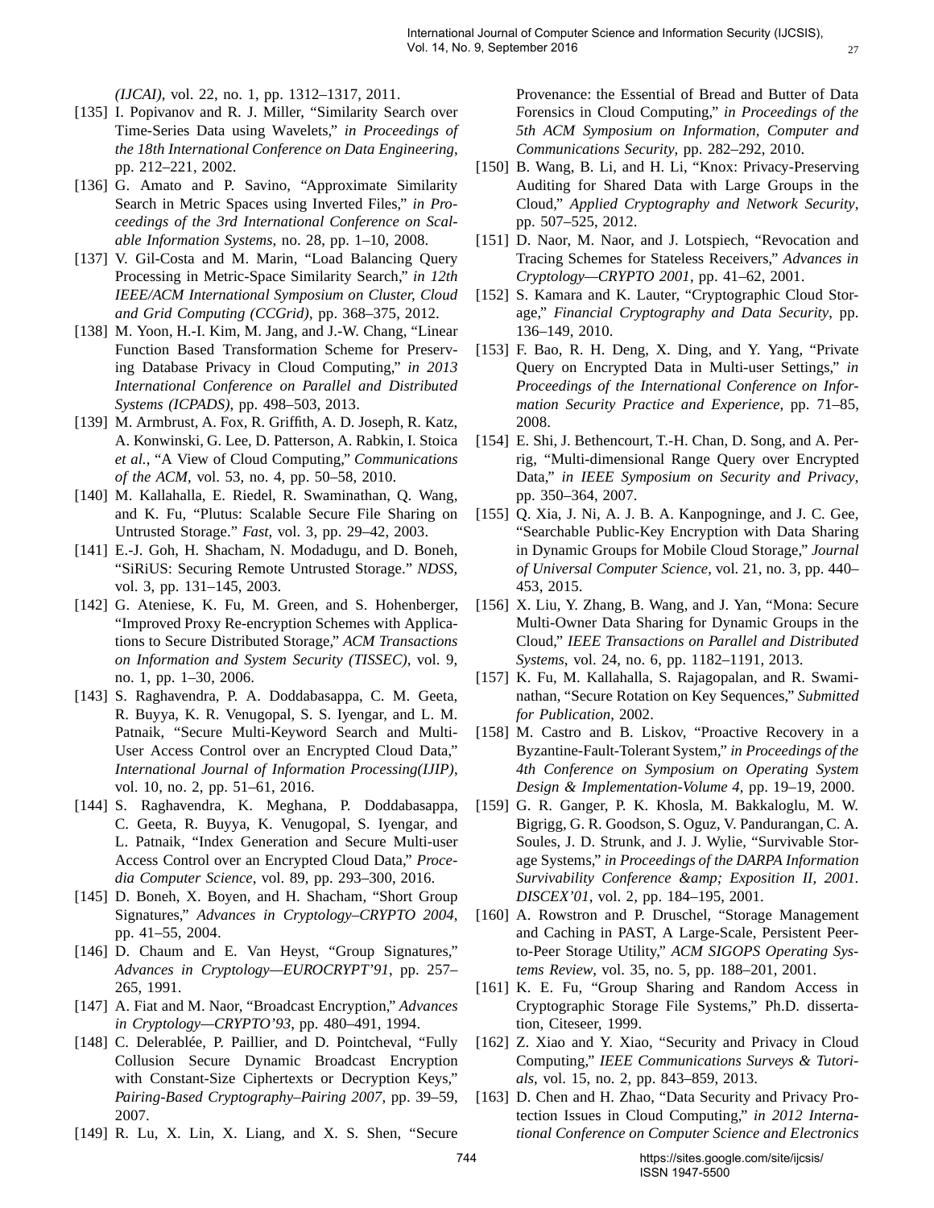*(IJCAI)*, vol. 22, no. 1, pp. 1312–1317, 2011.

[135] I. Popivanov and R. J. Miller, "Similarity Search over Time-Series Data using Wavelets," *in Proceedings of the 18th International Conference on Data Engineering*, pp. 212–221, 2002.

[136] G. Amato and P. Savino, "Approximate Similarity Search in Metric Spaces using Inverted Files," *in Proceedings of the 3rd International Conference on Scalable Information Systems*, no. 28, pp. 1–10, 2008.

[137] V. Gil-Costa and M. Marin, "Load Balancing Query Processing in Metric-Space Similarity Search," *in 12th IEEE/ACM International Symposium on Cluster, Cloud and Grid Computing (CCGrid)*, pp. 368–375, 2012.

[138] M. Yoon, H.-I. Kim, M. Jang, and J.-W. Chang, "Linear Function Based Transformation Scheme for Preserving Database Privacy in Cloud Computing," *in 2013 International Conference on Parallel and Distributed Systems (ICPADS)*, pp. 498–503, 2013.

[139] M. Armbrust, A. Fox, R. Griffith, A. D. Joseph, R. Katz, A. Konwinski, G. Lee, D. Patterson, A. Rabkin, I. Stoica *et al.*, "A View of Cloud Computing," *Communications of the ACM*, vol. 53, no. 4, pp. 50–58, 2010.

[140] M. Kallahalla, E. Riedel, R. Swaminathan, Q. Wang, and K. Fu, "Plutus: Scalable Secure File Sharing on Untrusted Storage." *Fast*, vol. 3, pp. 29–42, 2003.

[141] E.-J. Goh, H. Shacham, N. Modadugu, and D. Boneh, "SiRiUS: Securing Remote Untrusted Storage." *NDSS*, vol. 3, pp. 131–145, 2003.

[142] G. Ateniese, K. Fu, M. Green, and S. Hohenberger, "Improved Proxy Re-encryption Schemes with Applications to Secure Distributed Storage," *ACM Transactions on Information and System Security (TISSEC)*, vol. 9, no. 1, pp. 1–30, 2006.

[143] S. Raghavendra, P. A. Doddabasappa, C. M. Geeta, R. Buyya, K. R. Venugopal, S. S. Iyengar, and L. M. Patnaik, "Secure Multi-Keyword Search and Multi-User Access Control over an Encrypted Cloud Data," *International Journal of Information Processing(IJIP)*, vol. 10, no. 2, pp. 51–61, 2016.

[144] S. Raghavendra, K. Meghana, P. Doddabasappa, C. Geeta, R. Buyya, K. Venugopal, S. Iyengar, and L. Patnaik, "Index Generation and Secure Multi-user Access Control over an Encrypted Cloud Data," *Procedia Computer Science*, vol. 89, pp. 293–300, 2016.

[145] D. Boneh, X. Boyen, and H. Shacham, "Short Group Signatures," *Advances in Cryptology–CRYPTO 2004*, pp. 41–55, 2004.

[146] D. Chaum and E. Van Heyst, "Group Signatures," *Advances in Cryptology—EUROCRYPT'91*, pp. 257–265, 1991.

[147] A. Fiat and M. Naor, "Broadcast Encryption," *Advances in Cryptology—CRYPTO'93*, pp. 480–491, 1994.

[148] C. Delerablée, P. Paillier, and D. Pointcheval, "Fully Collusion Secure Dynamic Broadcast Encryption with Constant-Size Ciphertexts or Decryption Keys," *Pairing-Based Cryptography–Pairing 2007*, pp. 39–59, 2007.

[149] R. Lu, X. Lin, X. Liang, and X. S. Shen, "Secure Provenance: the Essential of Bread and Butter of Data Forensics in Cloud Computing," *in Proceedings of the 5th ACM Symposium on Information, Computer and Communications Security*, pp. 282–292, 2010.

[150] B. Wang, B. Li, and H. Li, "Knox: Privacy-Preserving Auditing for Shared Data with Large Groups in the Cloud," *Applied Cryptography and Network Security*, pp. 507–525, 2012.

[151] D. Naor, M. Naor, and J. Lotspiech, "Revocation and Tracing Schemes for Stateless Receivers," *Advances in Cryptology—CRYPTO 2001*, pp. 41–62, 2001.

[152] S. Kamara and K. Lauter, "Cryptographic Cloud Storage," *Financial Cryptography and Data Security*, pp. 136–149, 2010.

[153] F. Bao, R. H. Deng, X. Ding, and Y. Yang, "Private Query on Encrypted Data in Multi-user Settings," *in Proceedings of the International Conference on Information Security Practice and Experience*, pp. 71–85, 2008.

[154] E. Shi, J. Bethencourt, T.-H. Chan, D. Song, and A. Perrig, "Multi-dimensional Range Query over Encrypted Data," *in IEEE Symposium on Security and Privacy*, pp. 350–364, 2007.

[155] Q. Xia, J. Ni, A. J. B. A. Kanpogninge, and J. C. Gee, "Searchable Public-Key Encryption with Data Sharing in Dynamic Groups for Mobile Cloud Storage," *Journal of Universal Computer Science*, vol. 21, no. 3, pp. 440–453, 2015.

[156] X. Liu, Y. Zhang, B. Wang, and J. Yan, "Mona: Secure Multi-Owner Data Sharing for Dynamic Groups in the Cloud," *IEEE Transactions on Parallel and Distributed Systems*, vol. 24, no. 6, pp. 1182–1191, 2013.

[157] K. Fu, M. Kallahalla, S. Rajagopalan, and R. Swaminathan, "Secure Rotation on Key Sequences," *Submitted for Publication*, 2002.

[158] M. Castro and B. Liskov, "Proactive Recovery in a Byzantine-Fault-Tolerant System," *in Proceedings of the 4th Conference on Symposium on Operating System Design & Implementation-Volume 4*, pp. 19–19, 2000.

[159] G. R. Ganger, P. K. Khosla, M. Bakkaloglu, M. W. Bigrigg, G. R. Goodson, S. Oguz, V. Pandurangan, C. A. Soules, J. D. Strunk, and J. J. Wylie, "Survivable Storage Systems," *in Proceedings of the DARPA Information Survivability Conference &amp; Exposition II, 2001. DISCEX'01*, vol. 2, pp. 184–195, 2001.

[160] A. Rowstron and P. Druschel, "Storage Management and Caching in PAST, A Large-Scale, Persistent Peer-to-Peer Storage Utility," *ACM SIGOPS Operating Systems Review*, vol. 35, no. 5, pp. 188–201, 2001.

[161] K. E. Fu, "Group Sharing and Random Access in Cryptographic Storage File Systems," Ph.D. dissertation, Citeseer, 1999.

[162] Z. Xiao and Y. Xiao, "Security and Privacy in Cloud Computing," *IEEE Communications Surveys & Tutorials*, vol. 15, no. 2, pp. 843–859, 2013.

[163] D. Chen and H. Zhao, "Data Security and Privacy Protection Issues in Cloud Computing," *in 2012 International Conference on Computer Science and Electronics*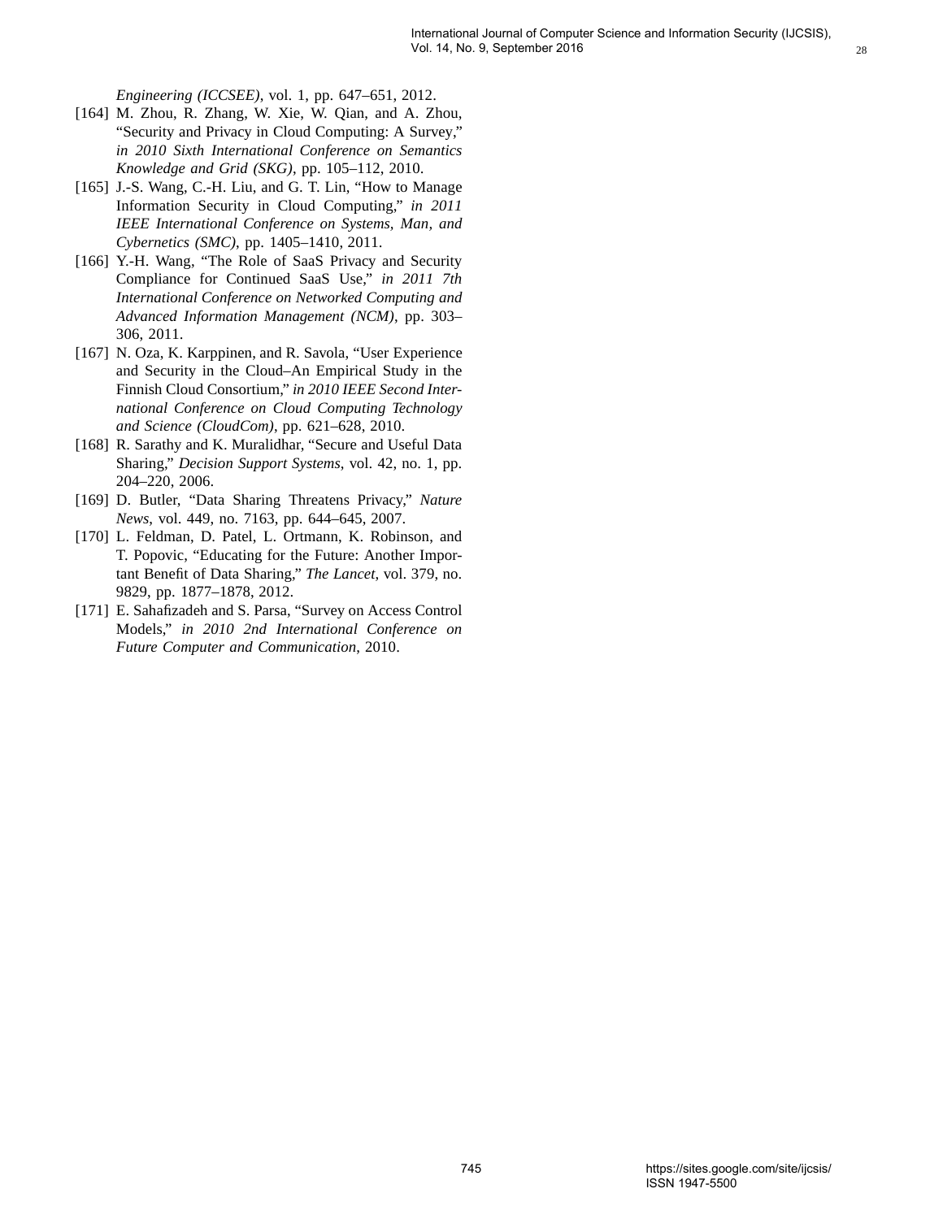*Engineering (ICCSEE)*, vol. 1, pp. 647–651, 2012.

[164] M. Zhou, R. Zhang, W. Xie, W. Qian, and A. Zhou, "Security and Privacy in Cloud Computing: A Survey," *in 2010 Sixth International Conference on Semantics Knowledge and Grid (SKG)*, pp. 105–112, 2010.

[165] J.-S. Wang, C.-H. Liu, and G. T. Lin, "How to Manage Information Security in Cloud Computing," *in 2011 IEEE International Conference on Systems, Man, and Cybernetics (SMC)*, pp. 1405–1410, 2011.

[166] Y.-H. Wang, "The Role of SaaS Privacy and Security Compliance for Continued SaaS Use," *in 2011 7th International Conference on Networked Computing and Advanced Information Management (NCM)*, pp. 303–306, 2011.

[167] N. Oza, K. Karppinen, and R. Savola, "User Experience and Security in the Cloud–An Empirical Study in the Finnish Cloud Consortium," *in 2010 IEEE Second International Conference on Cloud Computing Technology and Science (CloudCom)*, pp. 621–628, 2010.

[168] R. Sarathy and K. Muralidhar, "Secure and Useful Data Sharing," *Decision Support Systems*, vol. 42, no. 1, pp. 204–220, 2006.

[169] D. Butler, "Data Sharing Threatens Privacy," *Nature News*, vol. 449, no. 7163, pp. 644–645, 2007.

[170] L. Feldman, D. Patel, L. Ortmann, K. Robinson, and T. Popovic, "Educating for the Future: Another Important Benefit of Data Sharing," *The Lancet*, vol. 379, no. 9829, pp. 1877–1878, 2012.

[171] E. Sahafizadeh and S. Parsa, "Survey on Access Control Models," *in 2010 2nd International Conference on Future Computer and Communication*, 2010.